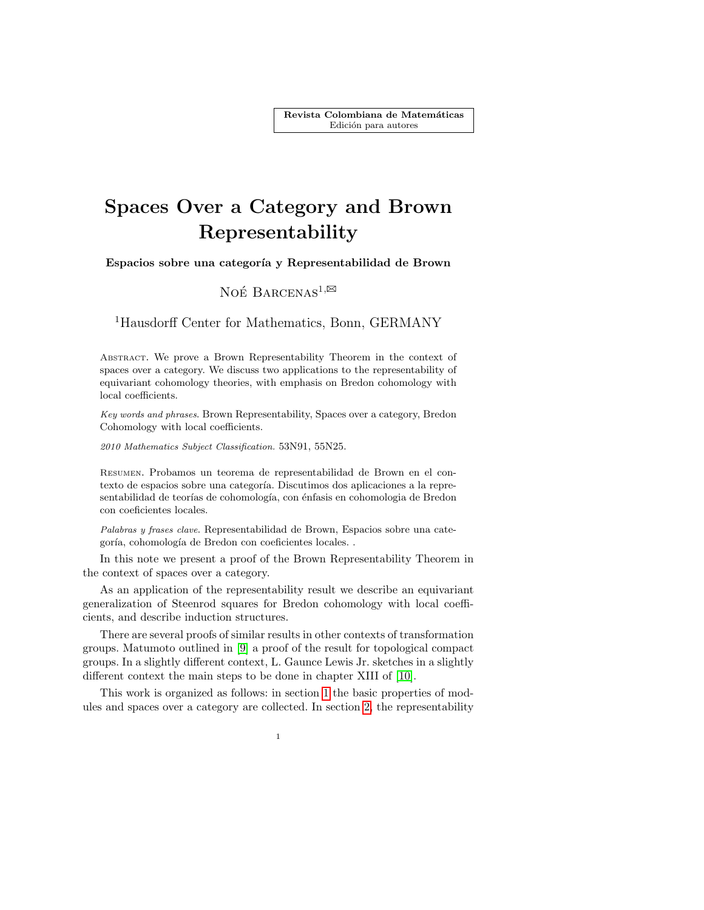Revista Colombiana de Matemáticas
Edición para autores

# Spaces Over a Category and Brown Representability

**Espacios sobre una categoría y Representabilidad de Brown**

Noé Barcenas[1,✉]

[1]Hausdorff Center for Mathematics, Bonn, GERMANY

Abstract. We prove a Brown Representability Theorem in the context of spaces over a category. We discuss two applications to the representability of equivariant cohomology theories, with emphasis on Bredon cohomology with local coefficients.

*Key words and phrases.* Brown Representability, Spaces over a category, Bredon Cohomology with local coefficients.

*2010 Mathematics Subject Classification.* 53N91, 55N25.

Resumen. Probamos un teorema de representabilidad de Brown en el contexto de espacios sobre una categoría. Discutimos dos aplicaciones a la representabilidad de teorías de cohomología, con énfasis en cohomologia de Bredon con coeficientes locales.

*Palabras y frases clave.* Representabilidad de Brown, Espacios sobre una categoría, cohomología de Bredon con coeficientes locales. .

In this note we present a proof of the Brown Representability Theorem in the context of spaces over a category.

As an application of the representability result we describe an equivariant generalization of Steenrod squares for Bredon cohomology with local coefficients, and describe induction structures.

There are several proofs of similar results in other contexts of transformation groups. Matumoto outlined in [9] a proof of the result for topological compact groups. In a slightly different context, L. Gaunce Lewis Jr. sketches in a slightly different context the main steps to be done in chapter XIII of [10].

This work is organized as follows: in section 1 the basic properties of modules and spaces over a category are collected. In section 2, the representability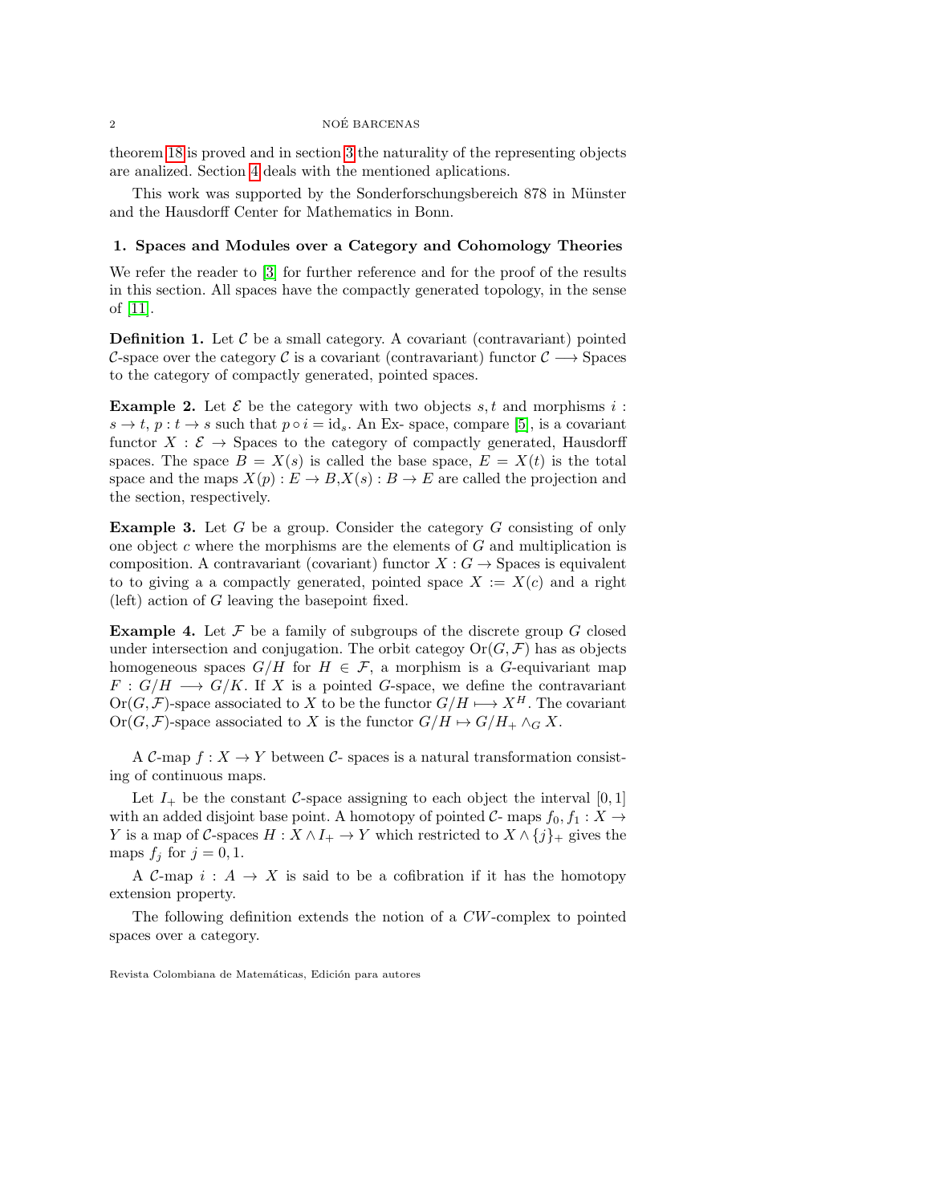theorem 18 is proved and in section 3 the naturality of the representing objects are analized. Section 4 deals with the mentioned aplications.

This work was supported by the Sonderforschungsbereich 878 in Münster and the Hausdorff Center for Mathematics in Bonn.

## 1. Spaces and Modules over a Category and Cohomology Theories

We refer the reader to [3] for further reference and for the proof of the results in this section. All spaces have the compactly generated topology, in the sense of [11].

**Definition 1.** Let $\mathcal{C}$ be a small category. A covariant (contravariant) pointed $\mathcal{C}$-space over the category $\mathcal{C}$ is a covariant (contravariant) functor $\mathcal{C} \longrightarrow$ Spaces to the category of compactly generated, pointed spaces.

**Example 2.** Let $\mathcal{E}$ be the category with two objects $s, t$ and morphisms $i : s \to t$, $p : t \to s$ such that $p \circ i = \mathrm{id}_s$. An Ex- space, compare [5], is a covariant functor $X : \mathcal{E} \to$ Spaces to the category of compactly generated, Hausdorff spaces. The space $B = X(s)$ is called the base space, $E = X(t)$ is the total space and the maps $X(p) : E \to B$,$X(s) : B \to E$ are called the projection and the section, respectively.

**Example 3.** Let $G$ be a group. Consider the category $G$ consisting of only one object $c$ where the morphisms are the elements of $G$ and multiplication is composition. A contravariant (covariant) functor $X : G \to$ Spaces is equivalent to to giving a a compactly generated, pointed space $X := X(c)$ and a right (left) action of $G$ leaving the basepoint fixed.

**Example 4.** Let $\mathcal{F}$ be a family of subgroups of the discrete group $G$ closed under intersection and conjugation. The orbit categoy $\mathrm{Or}(G, \mathcal{F})$ has as objects homogeneous spaces $G/H$ for $H \in \mathcal{F}$, a morphism is a $G$-equivariant map $F : G/H \longrightarrow G/K$. If $X$ is a pointed $G$-space, we define the contravariant $\mathrm{Or}(G, \mathcal{F})$-space associated to $X$ to be the functor $G/H \longmapsto X^H$. The covariant $\mathrm{Or}(G, \mathcal{F})$-space associated to $X$ is the functor $G/H \mapsto G/H_+ \wedge_G X$.

A $\mathcal{C}$-map $f : X \to Y$ between $\mathcal{C}$- spaces is a natural transformation consisting of continuous maps.

Let $I_+$ be the constant $\mathcal{C}$-space assigning to each object the interval $[0, 1]$ with an added disjoint base point. A homotopy of pointed $\mathcal{C}$- maps $f_0, f_1 : X \to Y$ is a map of $\mathcal{C}$-spaces $H : X \wedge I_+ \to Y$ which restricted to $X \wedge \{j\}_+$ gives the maps $f_j$ for $j = 0, 1$.

A $\mathcal{C}$-map $i : A \to X$ is said to be a cofibration if it has the homotopy extension property.

The following definition extends the notion of a $CW$-complex to pointed spaces over a category.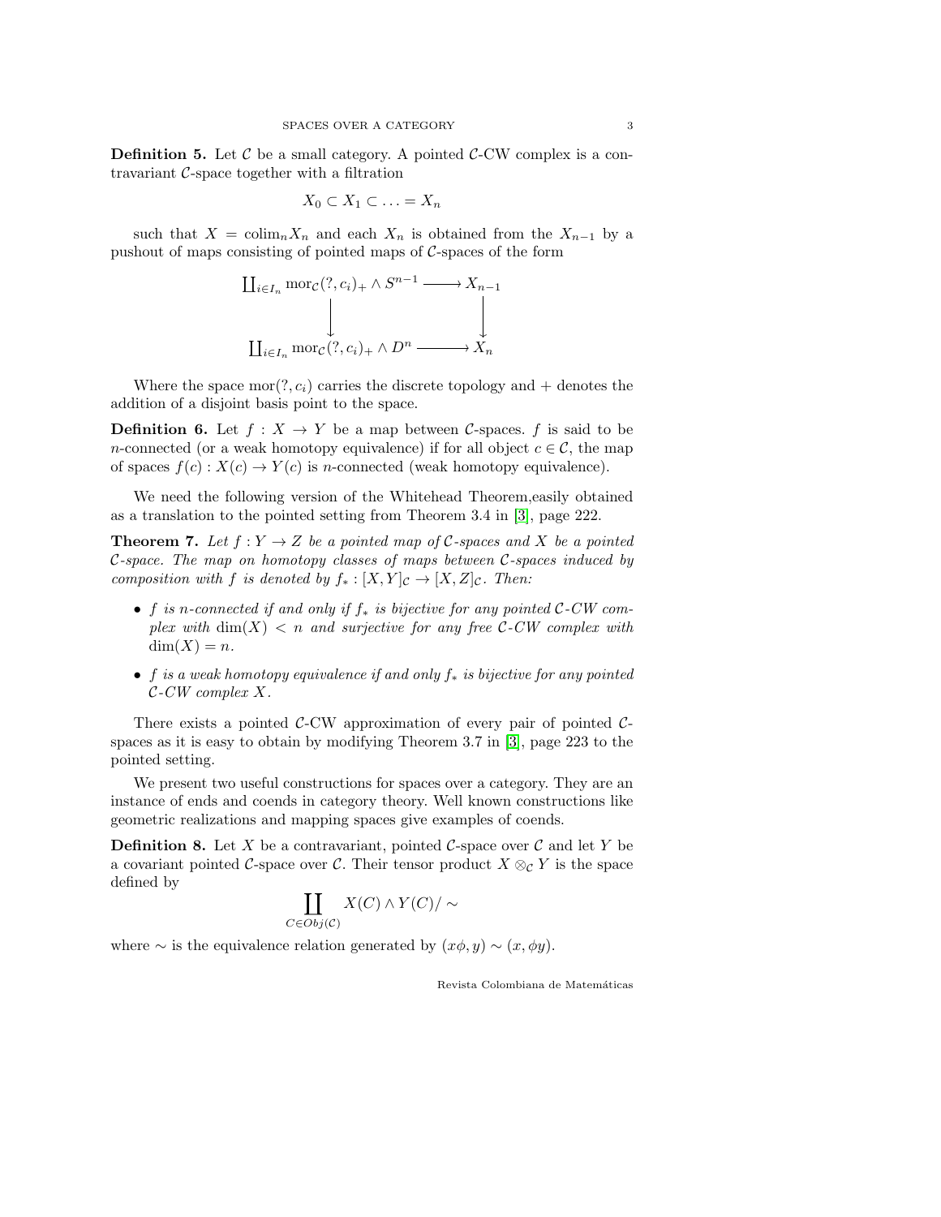**Definition 5.** Let $\mathcal{C}$ be a small category. A pointed $\mathcal{C}$-CW complex is a contravariant $\mathcal{C}$-space together with a filtration

$$X_0 \subset X_1 \subset \ldots = X_n$$

such that $X = \text{colim}_n X_n$ and each $X_n$ is obtained from the $X_{n-1}$ by a pushout of maps consisting of pointed maps of $\mathcal{C}$-spaces of the form

$$\begin{array}{ccc} \coprod_{i \in I_n} \text{mor}_{\mathcal{C}}(?, c_i)_+ \wedge S^{n-1} & \longrightarrow & X_{n-1} \\ \downarrow & & \downarrow \\ \coprod_{i \in I_n} \text{mor}_{\mathcal{C}}(?, c_i)_+ \wedge D^n & \longrightarrow & X_n \end{array}$$

Where the space $\text{mor}(?, c_i)$ carries the discrete topology and $+$ denotes the addition of a disjoint basis point to the space.

**Definition 6.** Let $f : X \to Y$ be a map between $\mathcal{C}$-spaces. $f$ is said to be $n$-connected (or a weak homotopy equivalence) if for all object $c \in \mathcal{C}$, the map of spaces $f(c) : X(c) \to Y(c)$ is $n$-connected (weak homotopy equivalence).

We need the following version of the Whitehead Theorem,easily obtained as a translation to the pointed setting from Theorem 3.4 in [3], page 222.

**Theorem 7.** *Let $f : Y \to Z$ be a pointed map of $\mathcal{C}$-spaces and $X$ be a pointed $\mathcal{C}$-space. The map on homotopy classes of maps between $\mathcal{C}$-spaces induced by composition with $f$ is denoted by $f_* : [X, Y]_{\mathcal{C}} \to [X, Z]_{\mathcal{C}}$. Then:*

- *$f$ is $n$-connected if and only if $f_*$ is bijective for any pointed $\mathcal{C}$-CW complex with $\dim(X) < n$ and surjective for any free $\mathcal{C}$-CW complex with $\dim(X) = n$.*
- *$f$ is a weak homotopy equivalence if and only $f_*$ is bijective for any pointed $\mathcal{C}$-CW complex $X$.*

There exists a pointed $\mathcal{C}$-CW approximation of every pair of pointed $\mathcal{C}$-spaces as it is easy to obtain by modifying Theorem 3.7 in [3], page 223 to the pointed setting.

We present two useful constructions for spaces over a category. They are an instance of ends and coends in category theory. Well known constructions like geometric realizations and mapping spaces give examples of coends.

**Definition 8.** Let $X$ be a contravariant, pointed $\mathcal{C}$-space over $\mathcal{C}$ and let $Y$ be a covariant pointed $\mathcal{C}$-space over $\mathcal{C}$. Their tensor product $X \otimes_{\mathcal{C}} Y$ is the space defined by

$$\coprod_{C \in Obj(\mathcal{C})} X(C) \wedge Y(C) / \sim$$

where $\sim$ is the equivalence relation generated by $(x\phi, y) \sim (x, \phi y)$.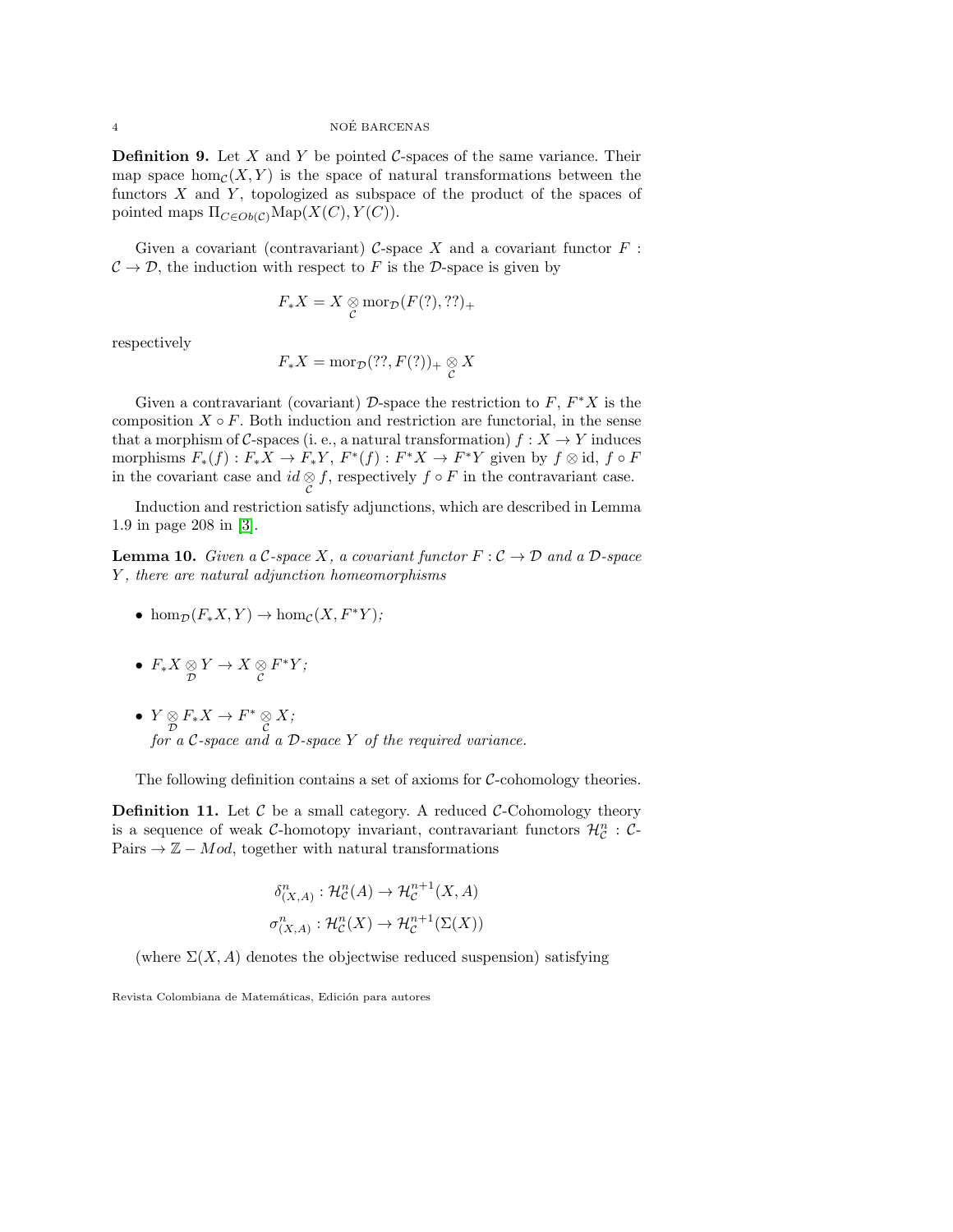**Definition 9.** Let $X$ and $Y$ be pointed $\mathcal{C}$-spaces of the same variance. Their map space $\hom_{\mathcal{C}}(X,Y)$ is the space of natural transformations between the functors $X$ and $Y$, topologized as subspace of the product of the spaces of pointed maps $\Pi_{C \in Ob(\mathcal{C})} \mathrm{Map}(X(C), Y(C))$.

Given a covariant (contravariant) $\mathcal{C}$-space $X$ and a covariant functor $F : \mathcal{C} \to \mathcal{D}$, the induction with respect to $F$ is the $\mathcal{D}$-space is given by

$$F_* X = X \underset{\mathcal{C}}{\otimes} \mathrm{mor}_{\mathcal{D}}(F(?), ??)_+$$

respectively

$$F_* X = \mathrm{mor}_{\mathcal{D}}(??, F(?))_+ \underset{\mathcal{C}}{\otimes} X$$

Given a contravariant (covariant) $\mathcal{D}$-space the restriction to $F$, $F^* X$ is the composition $X \circ F$. Both induction and restriction are functorial, in the sense that a morphism of $\mathcal{C}$-spaces (i. e., a natural transformation) $f : X \to Y$ induces morphisms $F_*(f) : F_* X \to F_* Y$, $F^*(f) : F^* X \to F^* Y$ given by $f \otimes \mathrm{id}$, $f \circ F$ in the covariant case and $id \underset{\mathcal{C}}{\otimes} f$, respectively $f \circ F$ in the contravariant case.

Induction and restriction satisfy adjunctions, which are described in Lemma 1.9 in page 208 in [3].

**Lemma 10.** *Given a $\mathcal{C}$-space $X$, a covariant functor $F : \mathcal{C} \to \mathcal{D}$ and a $\mathcal{D}$-space $Y$, there are natural adjunction homeomorphisms*

- $\hom_{\mathcal{D}}(F_* X, Y) \to \hom_{\mathcal{C}}(X, F^* Y)$*;*

- $F_* X \underset{\mathcal{D}}{\otimes} Y \to X \underset{\mathcal{C}}{\otimes} F^* Y$*;*

- $Y \underset{\mathcal{D}}{\otimes} F_* X \to F^* \underset{\mathcal{C}}{\otimes} X$*;*
  *for a $\mathcal{C}$-space and a $\mathcal{D}$-space $Y$ of the required variance.*

The following definition contains a set of axioms for $\mathcal{C}$-cohomology theories.

**Definition 11.** Let $\mathcal{C}$ be a small category. A reduced $\mathcal{C}$-Cohomology theory is a sequence of weak $\mathcal{C}$-homotopy invariant, contravariant functors $\mathcal{H}^n_{\mathcal{C}} : \mathcal{C}$-Pairs $\to \mathbb{Z} - Mod$, together with natural transformations

$$\delta^n_{(X,A)} : \mathcal{H}^n_{\mathcal{C}}(A) \to \mathcal{H}^{n+1}_{\mathcal{C}}(X, A)$$
$$\sigma^n_{(X,A)} : \mathcal{H}^n_{\mathcal{C}}(X) \to \mathcal{H}^{n+1}_{\mathcal{C}}(\Sigma(X))$$

(where $\Sigma(X, A)$ denotes the objectwise reduced suspension) satisfying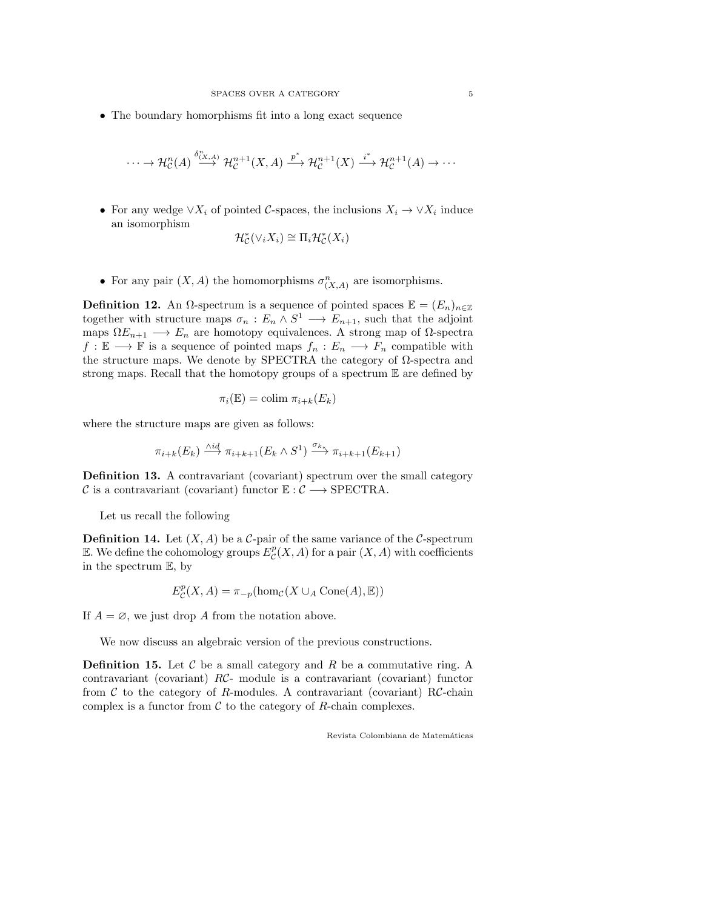- The boundary homorphisms fit into a long exact sequence

$$\cdots \to \mathcal{H}^n_{\mathcal{C}}(A) \xrightarrow{\delta^n_{(X,A)}} \mathcal{H}^{n+1}_{\mathcal{C}}(X,A) \xrightarrow{p^*} \mathcal{H}^{n+1}_{\mathcal{C}}(X) \xrightarrow{i^*} \mathcal{H}^{n+1}_{\mathcal{C}}(A) \to \cdots$$

- For any wedge $\vee X_i$ of pointed $\mathcal{C}$-spaces, the inclusions $X_i \to \vee X_i$ induce an isomorphism

$$\mathcal{H}^*_{\mathcal{C}}(\vee_i X_i) \cong \Pi_i \mathcal{H}^*_{\mathcal{C}}(X_i)$$

- For any pair $(X, A)$ the homomorphisms $\sigma^n_{(X,A)}$ are isomorphisms.

**Definition 12.** An $\Omega$-spectrum is a sequence of pointed spaces $\mathbb{E} = (E_n)_{n\in\mathbb{Z}}$ together with structure maps $\sigma_n : E_n \wedge S^1 \longrightarrow E_{n+1}$, such that the adjoint maps $\Omega E_{n+1} \longrightarrow E_n$ are homotopy equivalences. A strong map of $\Omega$-spectra $f : \mathbb{E} \longrightarrow \mathbb{F}$ is a sequence of pointed maps $f_n : E_n \longrightarrow F_n$ compatible with the structure maps. We denote by SPECTRA the category of $\Omega$-spectra and strong maps. Recall that the homotopy groups of a spectrum $\mathbb{E}$ are defined by

$$\pi_i(\mathbb{E}) = \text{colim } \pi_{i+k}(E_k)$$

where the structure maps are given as follows:

$$\pi_{i+k}(E_k) \xrightarrow{\wedge id} \pi_{i+k+1}(E_k \wedge S^1) \xrightarrow{\sigma_{k_*}} \pi_{i+k+1}(E_{k+1})$$

**Definition 13.** A contravariant (covariant) spectrum over the small category $\mathcal{C}$ is a contravariant (covariant) functor $\mathbb{E} : \mathcal{C} \longrightarrow \text{SPECTRA}$.

Let us recall the following

**Definition 14.** Let $(X, A)$ be a $\mathcal{C}$-pair of the same variance of the $\mathcal{C}$-spectrum $\mathbb{E}$. We define the cohomology groups $E^p_{\mathcal{C}}(X, A)$ for a pair $(X, A)$ with coefficients in the spectrum $\mathbb{E}$, by

$$E^p_{\mathcal{C}}(X, A) = \pi_{-p}(\hom_{\mathcal{C}}(X \cup_A \text{Cone}(A), \mathbb{E}))$$

If $A = \varnothing$, we just drop $A$ from the notation above.

We now discuss an algebraic version of the previous constructions.

**Definition 15.** Let $\mathcal{C}$ be a small category and $R$ be a commutative ring. A contravariant (covariant) $R\mathcal{C}$- module is a contravariant (covariant) functor from $\mathcal{C}$ to the category of $R$-modules. A contravariant (covariant) R$\mathcal{C}$-chain complex is a functor from $\mathcal{C}$ to the category of $R$-chain complexes.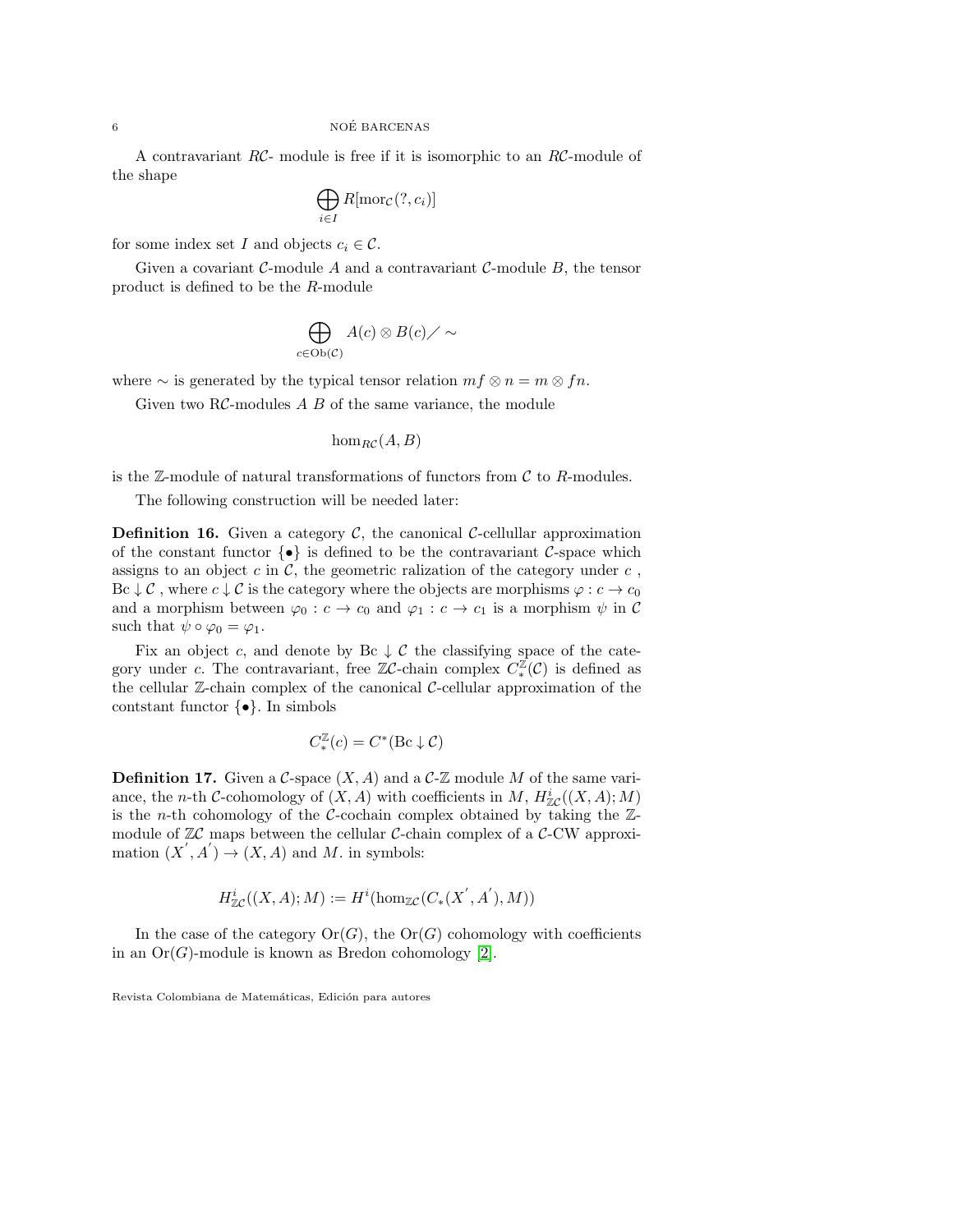A contravariant $R\mathcal{C}$- module is free if it is isomorphic to an $R\mathcal{C}$-module of the shape

$$\bigoplus_{i \in I} R[\mathrm{mor}_{\mathcal{C}}(?, c_i)]$$

for some index set $I$ and objects $c_i \in \mathcal{C}$.

Given a covariant $\mathcal{C}$-module $A$ and a contravariant $\mathcal{C}$-module $B$, the tensor product is defined to be the $R$-module

$$\bigoplus_{c \in \mathrm{Ob}(\mathcal{C})} A(c) \otimes B(c) \diagup \sim$$

where $\sim$ is generated by the typical tensor relation $mf \otimes n = m \otimes fn$.

Given two R$\mathcal{C}$-modules $A$ $B$ of the same variance, the module

$$\hom_{R\mathcal{C}}(A, B)$$

is the $\mathbb{Z}$-module of natural transformations of functors from $\mathcal{C}$ to $R$-modules.

The following construction will be needed later:

**Definition 16.** Given a category $\mathcal{C}$, the canonical $\mathcal{C}$-cellullar approximation of the constant functor $\{\bullet\}$ is defined to be the contravariant $\mathcal{C}$-space which assigns to an object $c$ in $\mathcal{C}$, the geometric ralization of the category under $c$ , $\mathrm{B}c \downarrow \mathcal{C}$ , where $c \downarrow \mathcal{C}$ is the category where the objects are morphisms $\varphi : c \to c_0$ and a morphism between $\varphi_0 : c \to c_0$ and $\varphi_1 : c \to c_1$ is a morphism $\psi$ in $\mathcal{C}$ such that $\psi \circ \varphi_0 = \varphi_1$.

Fix an object $c$, and denote by $\mathrm{B}c \downarrow \mathcal{C}$ the classifying space of the category under $c$. The contravariant, free $\mathbb{Z}\mathcal{C}$-chain complex $C_*^{\mathbb{Z}}(\mathcal{C})$ is defined as the cellular $\mathbb{Z}$-chain complex of the canonical $\mathcal{C}$-cellular approximation of the contstant functor $\{\bullet\}$. In simbols

$$C_*^{\mathbb{Z}}(c) = C^*(\mathrm{B}c \downarrow \mathcal{C})$$

**Definition 17.** Given a $\mathcal{C}$-space $(X, A)$ and a $\mathcal{C}$-$\mathbb{Z}$ module $M$ of the same variance, the $n$-th $\mathcal{C}$-cohomology of $(X, A)$ with coefficients in $M$, $H^i_{\mathbb{Z}\mathcal{C}}((X, A); M)$ is the $n$-th cohomology of the $\mathcal{C}$-cochain complex obtained by taking the $\mathbb{Z}$-module of $\mathbb{Z}\mathcal{C}$ maps between the cellular $\mathcal{C}$-chain complex of a $\mathcal{C}$-CW approximation $(X^{'}, A^{'}) \to (X, A)$ and $M$. in symbols:

$$H^i_{\mathbb{Z}\mathcal{C}}((X, A); M) := H^i(\hom_{\mathbb{Z}\mathcal{C}}(C_*(X^{'}, A^{'}), M))$$

In the case of the category $\mathrm{Or}(G)$, the $\mathrm{Or}(G)$ cohomology with coefficients in an $\mathrm{Or}(G)$-module is known as Bredon cohomology [2].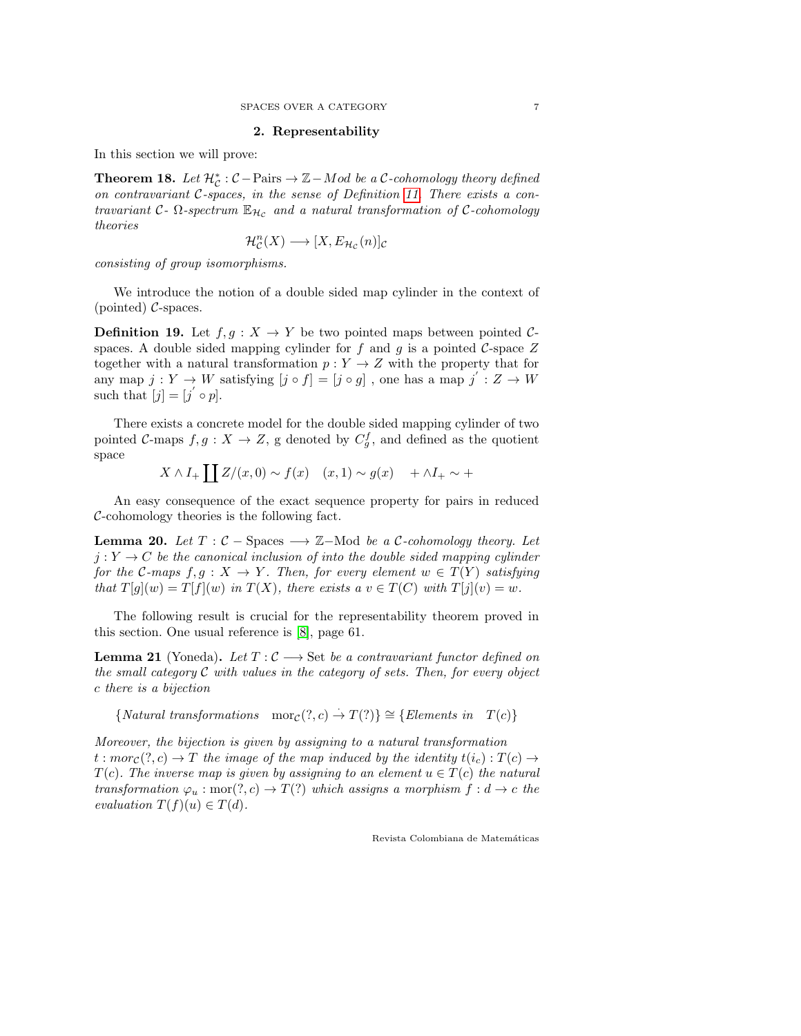## 2. Representability

In this section we will prove:

**Theorem 18.** *Let $\mathcal{H}^*_{\mathcal{C}} : \mathcal{C}-\text{Pairs} \to \mathbb{Z}-Mod$ be a $\mathcal{C}$-cohomology theory defined on contravariant $\mathcal{C}$-spaces, in the sense of Definition 11. There exists a contravariant $\mathcal{C}$- $\Omega$-spectrum $\mathbb{E}_{\mathcal{H}_{\mathcal{C}}}$ and a natural transformation of $\mathcal{C}$-cohomology theories*

$$\mathcal{H}^n_{\mathcal{C}}(X) \longrightarrow [X, E_{\mathcal{H}_{\mathcal{C}}}(n)]_{\mathcal{C}}$$

*consisting of group isomorphisms.*

We introduce the notion of a double sided map cylinder in the context of (pointed) $\mathcal{C}$-spaces.

**Definition 19.** Let $f, g : X \to Y$ be two pointed maps between pointed $\mathcal{C}$-spaces. A double sided mapping cylinder for $f$ and $g$ is a pointed $\mathcal{C}$-space $Z$ together with a natural transformation $p : Y \to Z$ with the property that for any map $j : Y \to W$ satisfying $[j \circ f] = [j \circ g]$ , one has a map $j^{'} : Z \to W$ such that $[j] = [j^{'} \circ p]$.

There exists a concrete model for the double sided mapping cylinder of two pointed $\mathcal{C}$-maps $f, g : X \to Z$, g denoted by $C^f_g$, and defined as the quotient space

$$X \wedge I_+ \coprod Z/(x, 0) \sim f(x) \quad (x, 1) \sim g(x) \quad + \wedge I_+ \sim +$$

An easy consequence of the exact sequence property for pairs in reduced $\mathcal{C}$-cohomology theories is the following fact.

**Lemma 20.** *Let $T : \mathcal{C} - \text{Spaces} \longrightarrow \mathbb{Z}-\text{Mod}$ be a $\mathcal{C}$-cohomology theory. Let $j : Y \to C$ be the canonical inclusion of into the double sided mapping cylinder for the $\mathcal{C}$-maps $f, g : X \to Y$. Then, for every element $w \in T(Y)$ satisfying that $T[g](w) = T[f](w)$ in $T(X)$, there exists a $v \in T(C)$ with $T[j](v) = w$.*

The following result is crucial for the representability theorem proved in this section. One usual reference is [8], page 61.

**Lemma 21** (Yoneda)**.** *Let $T : \mathcal{C} \longrightarrow \text{Set}$ be a contravariant functor defined on the small category $\mathcal{C}$ with values in the category of sets. Then, for every object $c$ there is a bijection*

$$\{\textit{Natural transformations} \quad \text{mor}_{\mathcal{C}}(?, c) \dot{\to} T(?)\} \cong \{\textit{Elements in} \quad T(c)\}$$

*Moreover, the bijection is given by assigning to a natural transformation $t : mor_{\mathcal{C}}(?, c) \to T$ the image of the map induced by the identity $t(i_c) : T(c) \to T(c)$. The inverse map is given by assigning to an element $u \in T(c)$ the natural transformation $\varphi_u : \text{mor}(?, c) \to T(?)$ which assigns a morphism $f : d \to c$ the evaluation $T(f)(u) \in T(d)$.*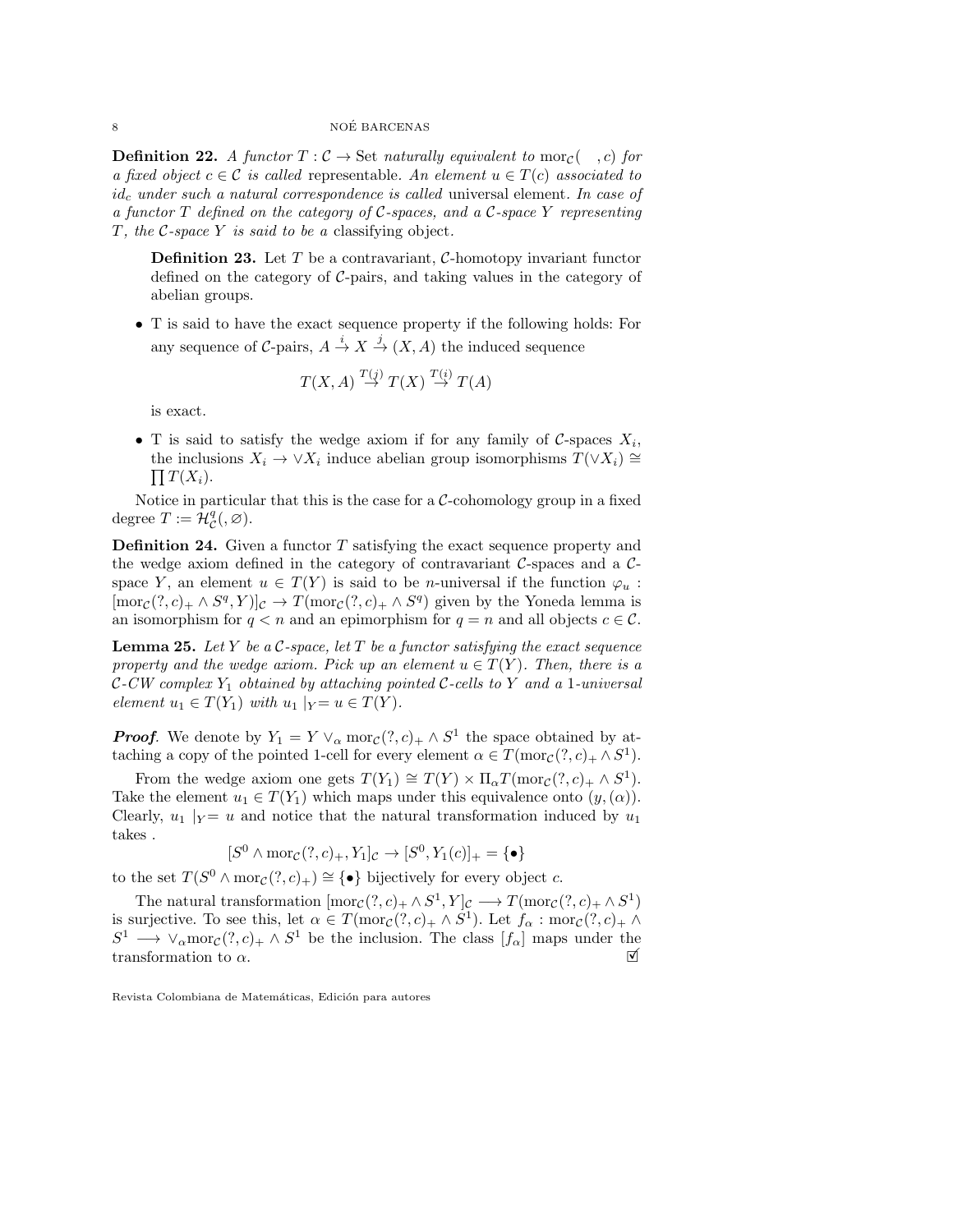**Definition 22.** *A functor $T : \mathcal{C} \to \mathrm{Set}$ naturally equivalent to $\mathrm{mor}_{\mathcal{C}}(\quad, c)$ for a fixed object $c \in \mathcal{C}$ is called* representable. *An element $u \in T(c)$ associated to $id_c$ under such a natural correspondence is called* universal element. *In case of a functor $T$ defined on the category of $\mathcal{C}$-spaces, and a $\mathcal{C}$-space $Y$ representing $T$, the $\mathcal{C}$-space $Y$ is said to be a* classifying object.

> **Definition 23.** Let $T$ be a contravariant, $\mathcal{C}$-homotopy invariant functor defined on the category of $\mathcal{C}$-pairs, and taking values in the category of abelian groups.
>
> - T is said to have the exact sequence property if the following holds: For any sequence of $\mathcal{C}$-pairs, $A \overset{i}{\to} X \overset{j}{\to} (X, A)$ the induced sequence
>
> $$T(X, A) \overset{T(j)}{\to} T(X) \overset{T(i)}{\to} T(A)$$
>
> is exact.
>
> - T is said to satisfy the wedge axiom if for any family of $\mathcal{C}$-spaces $X_i$, the inclusions $X_i \to \vee X_i$ induce abelian group isomorphisms $T(\vee X_i) \cong \prod T(X_i)$.
>
> Notice in particular that this is the case for a $\mathcal{C}$-cohomology group in a fixed degree $T := \mathcal{H}^q_{\mathcal{C}}(, \varnothing)$.

**Definition 24.** Given a functor $T$ satisfying the exact sequence property and the wedge axiom defined in the category of contravariant $\mathcal{C}$-spaces and a $\mathcal{C}$-space $Y$, an element $u \in T(Y)$ is said to be $n$-universal if the function $\varphi_u : [\mathrm{mor}_{\mathcal{C}}(?, c)_+ \wedge S^q, Y)]_{\mathcal{C}} \to T(\mathrm{mor}_{\mathcal{C}}(?, c)_+ \wedge S^q)$ given by the Yoneda lemma is an isomorphism for $q < n$ and an epimorphism for $q = n$ and all objects $c \in \mathcal{C}$.

**Lemma 25.** *Let $Y$ be a $\mathcal{C}$-space, let $T$ be a functor satisfying the exact sequence property and the wedge axiom. Pick up an element $u \in T(Y)$. Then, there is a $\mathcal{C}$-CW complex $Y_1$ obtained by attaching pointed $\mathcal{C}$-cells to $Y$ and a 1-universal element $u_1 \in T(Y_1)$ with $u_1 \mid_Y = u \in T(Y)$.*

***Proof.*** We denote by $Y_1 = Y \vee_\alpha \mathrm{mor}_{\mathcal{C}}(?, c)_+ \wedge S^1$ the space obtained by attaching a copy of the pointed 1-cell for every element $\alpha \in T(\mathrm{mor}_{\mathcal{C}}(?, c)_+ \wedge S^1)$.

From the wedge axiom one gets $T(Y_1) \cong T(Y) \times \Pi_\alpha T(\mathrm{mor}_{\mathcal{C}}(?, c)_+ \wedge S^1)$. Take the element $u_1 \in T(Y_1)$ which maps under this equivalence onto $(y, (\alpha))$. Clearly, $u_1 \mid_Y = u$ and notice that the natural transformation induced by $u_1$ takes .

$$[S^0 \wedge \mathrm{mor}_{\mathcal{C}}(?, c)_+, Y_1]_{\mathcal{C}} \to [S^0, Y_1(c)]_+ = \{\bullet\}$$

to the set $T(S^0 \wedge \mathrm{mor}_{\mathcal{C}}(?, c)_+) \cong \{\bullet\}$ bijectively for every object $c$.

The natural transformation $[\mathrm{mor}_{\mathcal{C}}(?, c)_+ \wedge S^1, Y]_{\mathcal{C}} \longrightarrow T(\mathrm{mor}_{\mathcal{C}}(?, c)_+ \wedge S^1)$ is surjective. To see this, let $\alpha \in T(\mathrm{mor}_{\mathcal{C}}(?, c)_+ \wedge S^1)$. Let $f_\alpha : \mathrm{mor}_{\mathcal{C}}(?, c)_+ \wedge S^1 \longrightarrow \vee_\alpha \mathrm{mor}_{\mathcal{C}}(?, c)_+ \wedge S^1$ be the inclusion. The class $[f_\alpha]$ maps under the transformation to $\alpha$. ☑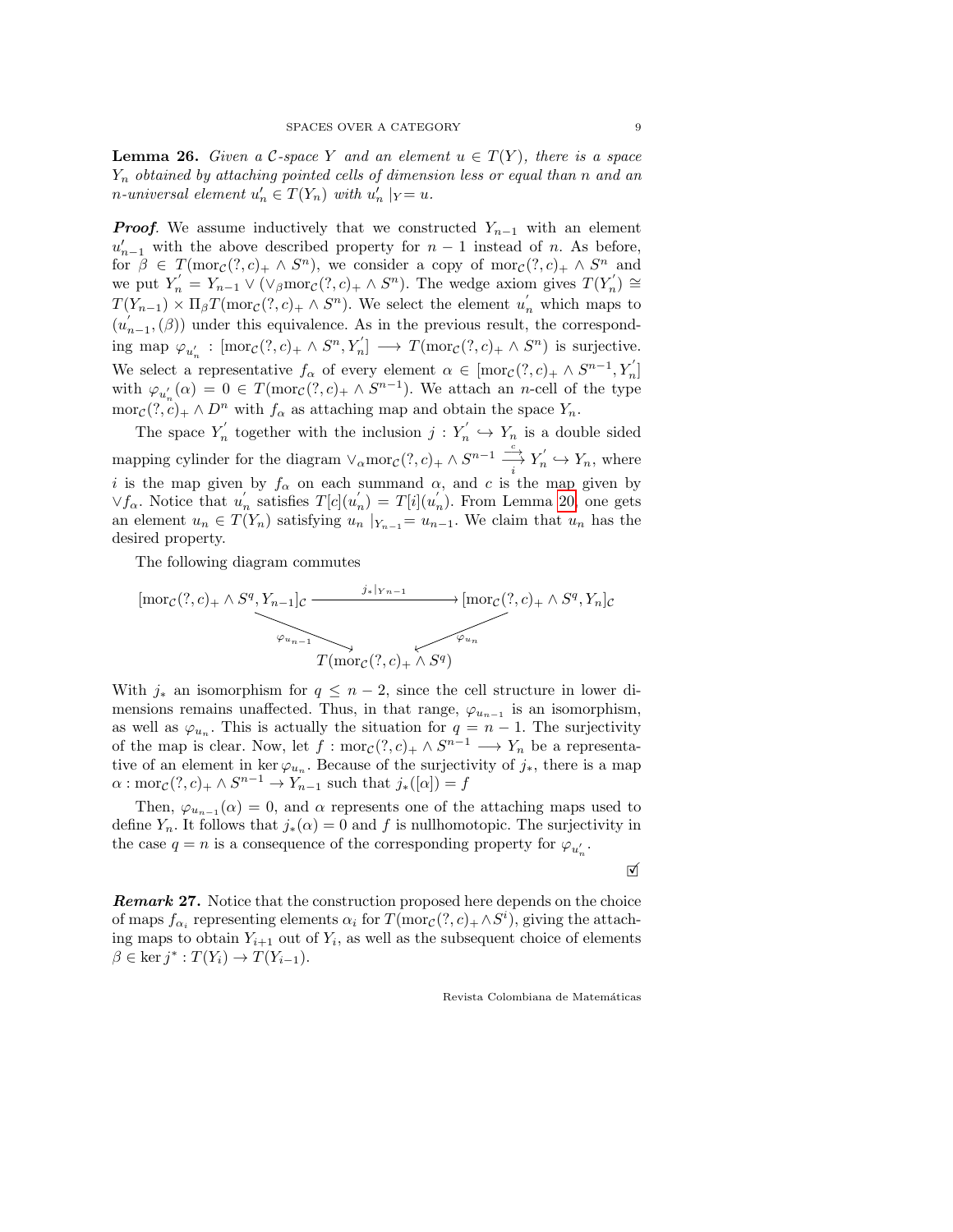**Lemma 26.** *Given a $\mathcal{C}$-space $Y$ and an element $u \in T(Y)$, there is a space $Y_n$ obtained by attaching pointed cells of dimension less or equal than $n$ and an $n$-universal element $u_n' \in T(Y_n)$ with $u_n' \mid_Y = u$.*

***Proof***. We assume inductively that we constructed $Y_{n-1}$ with an element $u_{n-1}'$ with the above described property for $n-1$ instead of $n$. As before, for $\beta \in T(\mathrm{mor}_{\mathcal{C}}(?,c)_+ \wedge S^n)$, we consider a copy of $\mathrm{mor}_{\mathcal{C}}(?,c)_+ \wedge S^n$ and we put $Y_n^{'} = Y_{n-1} \vee (\vee_\beta \mathrm{mor}_{\mathcal{C}}(?,c)_+ \wedge S^n)$. The wedge axiom gives $T(Y_n^{'}) \cong T(Y_{n-1}) \times \Pi_\beta T(\mathrm{mor}_{\mathcal{C}}(?,c)_+ \wedge S^n)$. We select the element $u_n^{'}$ which maps to $(u_{n-1}^{'}, (\beta))$ under this equivalence. As in the previous result, the corresponding map $\varphi_{u_n^{'}} : [\mathrm{mor}_{\mathcal{C}}(?,c)_+ \wedge S^n, Y_n^{'}] \longrightarrow T(\mathrm{mor}_{\mathcal{C}}(?,c)_+ \wedge S^n)$ is surjective. We select a representative $f_\alpha$ of every element $\alpha \in [\mathrm{mor}_{\mathcal{C}}(?,c)_+ \wedge S^{n-1}, Y_n^{'}]$ with $\varphi_{u_n^{'}}(\alpha) = 0 \in T(\mathrm{mor}_{\mathcal{C}}(?,c)_+ \wedge S^{n-1})$. We attach an $n$-cell of the type $\mathrm{mor}_{\mathcal{C}}(?,c)_+ \wedge D^n$ with $f_\alpha$ as attaching map and obtain the space $Y_n$.

The space $Y_n^{'}$ together with the inclusion $j : Y_n^{'} \hookrightarrow Y_n$ is a double sided mapping cylinder for the diagram $\vee_\alpha \mathrm{mor}_{\mathcal{C}}(?,c)_+ \wedge S^{n-1} \underset{i}{\overset{c}{\rightrightarrows}} Y_n^{'} \hookrightarrow Y_n$, where $i$ is the map given by $f_\alpha$ on each summand $\alpha$, and $c$ is the map given by $\vee f_\alpha$. Notice that $u_n^{'}$ satisfies $T[c](u_n^{'}) = T[i](u_n^{'})$. From Lemma 20, one gets an element $u_n \in T(Y_n)$ satisfying $u_n \mid_{Y_{n-1}} = u_{n-1}$. We claim that $u_n$ has the desired property.

The following diagram commutes

$$\begin{array}{ccc}
[\mathrm{mor}_{\mathcal{C}}(?,c)_+ \wedge S^q, Y_{n-1}]_{\mathcal{C}} & \xrightarrow{\; j_*|_{Y_{n-1}} \;} & [\mathrm{mor}_{\mathcal{C}}(?,c)_+ \wedge S^q, Y_n]_{\mathcal{C}} \\
& \searrow^{\varphi_{u_{n-1}}} \quad \swarrow^{\varphi_{u_n}} & \\
& T(\mathrm{mor}_{\mathcal{C}}(?,c)_+ \wedge S^q) &
\end{array}$$

With $j_*$ an isomorphism for $q \leq n-2$, since the cell structure in lower dimensions remains unaffected. Thus, in that range, $\varphi_{u_{n-1}}$ is an isomorphism, as well as $\varphi_{u_n}$. This is actually the situation for $q = n-1$. The surjectivity of the map is clear. Now, let $f : \mathrm{mor}_{\mathcal{C}}(?,c)_+ \wedge S^{n-1} \longrightarrow Y_n$ be a representative of an element in $\ker \varphi_{u_n}$. Because of the surjectivity of $j_*$, there is a map $\alpha : \mathrm{mor}_{\mathcal{C}}(?,c)_+ \wedge S^{n-1} \to Y_{n-1}$ such that $j_*([\alpha]) = f$

Then, $\varphi_{u_{n-1}}(\alpha) = 0$, and $\alpha$ represents one of the attaching maps used to define $Y_n$. It follows that $j_*(\alpha) = 0$ and $f$ is nullhomotopic. The surjectivity in the case $q = n$ is a consequence of the corresponding property for $\varphi_{u_n^{'}}$.

☑

***Remark* 27.** Notice that the construction proposed here depends on the choice of maps $f_{\alpha_i}$ representing elements $\alpha_i$ for $T(\mathrm{mor}_{\mathcal{C}}(?,c)_+ \wedge S^i)$, giving the attaching maps to obtain $Y_{i+1}$ out of $Y_i$, as well as the subsequent choice of elements $\beta \in \ker j^* : T(Y_i) \to T(Y_{i-1})$.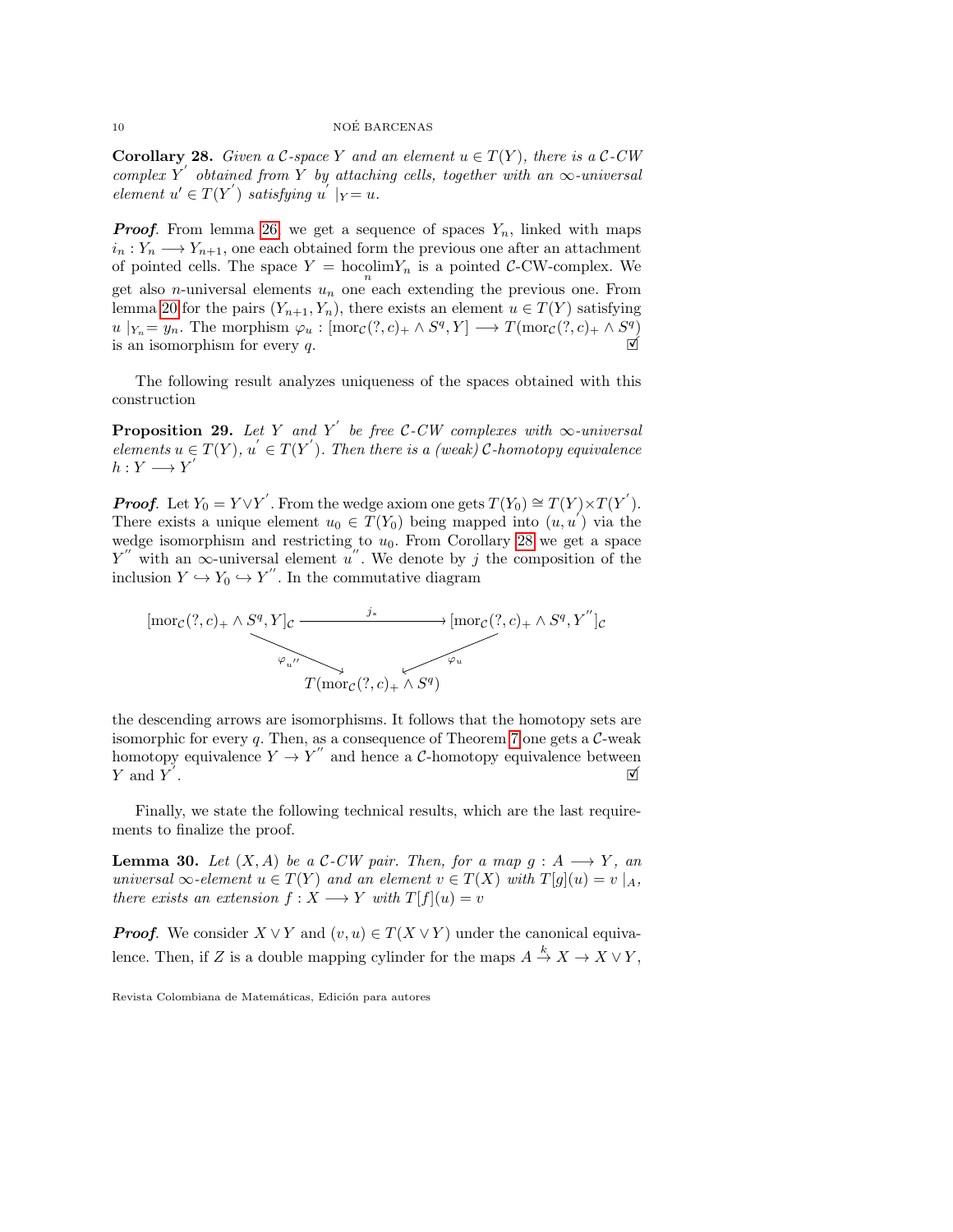**Corollary 28.** *Given a $\mathcal{C}$-space $Y$ and an element $u \in T(Y)$, there is a $\mathcal{C}$-CW complex $Y^{'}$ obtained from $Y$ by attaching cells, together with an $\infty$-universal element $u' \in T(Y^{'})$ satisfying $u^{'} \mid_Y = u$.*

***Proof.*** From lemma 26, we get a sequence of spaces $Y_n$, linked with maps $i_n : Y_n \longrightarrow Y_{n+1}$, one each obtained form the previous one after an attachment of pointed cells. The space $Y = \underset{n}{\text{hocolim}} Y_n$ is a pointed $\mathcal{C}$-CW-complex. We get also $n$-universal elements $u_n$ one each extending the previous one. From lemma 20 for the pairs $(Y_{n+1}, Y_n)$, there exists an element $u \in T(Y)$ satisfying $u \mid_{Y_n} = y_n$. The morphism $\varphi_u : [\text{mor}_{\mathcal{C}}(?, c)_+ \wedge S^q, Y] \longrightarrow T(\text{mor}_{\mathcal{C}}(?, c)_+ \wedge S^q)$ is an isomorphism for every $q$. ☑

The following result analyzes uniqueness of the spaces obtained with this construction

**Proposition 29.** *Let $Y$ and $Y^{'}$ be free $\mathcal{C}$-CW complexes with $\infty$-universal elements $u \in T(Y)$, $u^{'} \in T(Y^{'})$. Then there is a (weak) $\mathcal{C}$-homotopy equivalence $h : Y \longrightarrow Y^{'}$*

***Proof.*** Let $Y_0 = Y \vee Y^{'}$. From the wedge axiom one gets $T(Y_0) \cong T(Y) \times T(Y^{'})$. There exists a unique element $u_0 \in T(Y_0)$ being mapped into $(u, u^{'})$ via the wedge isomorphism and restricting to $u_0$. From Corollary 28 we get a space $Y^{''}$ with an $\infty$-universal element $u^{''}$. We denote by $j$ the composition of the inclusion $Y \hookrightarrow Y_0 \hookrightarrow Y^{''}$. In the commutative diagram

$$
\begin{array}{ccc}
[\text{mor}_{\mathcal{C}}(?, c)_+ \wedge S^q, Y]_{\mathcal{C}} & \xrightarrow{\quad j_* \quad} & [\text{mor}_{\mathcal{C}}(?, c)_+ \wedge S^q, Y^{''}]_{\mathcal{C}} \\
& \searrow^{\varphi_{u^{''}}} \qquad \swarrow_{\varphi_u} & \\
& T(\text{mor}_{\mathcal{C}}(?, c)_+ \wedge S^q) &
\end{array}
$$

the descending arrows are isomorphisms. It follows that the homotopy sets are isomorphic for every $q$. Then, as a consequence of Theorem 7 one gets a $\mathcal{C}$-weak homotopy equivalence $Y \to Y^{''}$ and hence a $\mathcal{C}$-homotopy equivalence between $Y$ and $Y^{'}$. ☑

Finally, we state the following technical results, which are the last requirements to finalize the proof.

**Lemma 30.** *Let $(X, A)$ be a $\mathcal{C}$-CW pair. Then, for a map $g : A \longrightarrow Y$, an universal $\infty$-element $u \in T(Y)$ and an element $v \in T(X)$ with $T[g](u) = v \mid_A$, there exists an extension $f : X \longrightarrow Y$ with $T[f](u) = v$*

***Proof.*** We consider $X \vee Y$ and $(v, u) \in T(X \vee Y)$ under the canonical equivalence. Then, if $Z$ is a double mapping cylinder for the maps $A \xrightarrow{k} X \to X \vee Y$,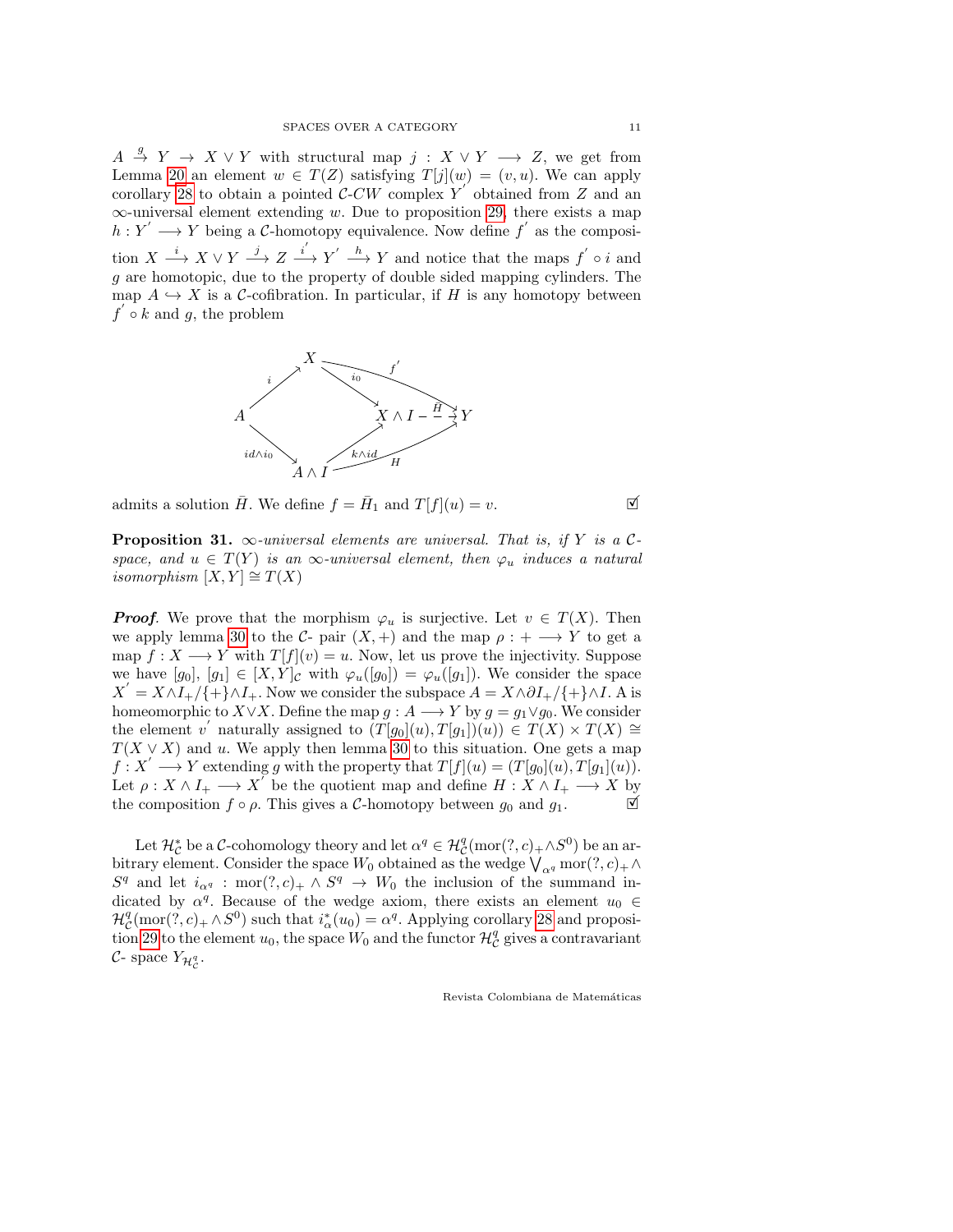$A \xrightarrow{g} Y \to X \vee Y$ with structural map $j : X \vee Y \longrightarrow Z$, we get from Lemma 20 an element $w \in T(Z)$ satisfying $T[j](w) = (v, u)$. We can apply corollary 28 to obtain a pointed $\mathcal{C}$-$CW$ complex $Y^{'}$ obtained from $Z$ and an $\infty$-universal element extending $w$. Due to proposition 29, there exists a map $h : Y^{'} \longrightarrow Y$ being a $\mathcal{C}$-homotopy equivalence. Now define $f^{'}$ as the composition $X \xrightarrow{i} X \vee Y \xrightarrow{j} Z \xrightarrow{i^{'}} Y^{'} \xrightarrow{h} Y$ and notice that the maps $f^{'} \circ i$ and $g$ are homotopic, due to the property of double sided mapping cylinders. The map $A \hookrightarrow X$ is a $\mathcal{C}$-cofibration. In particular, if $H$ is any homotopy between $f^{'} \circ k$ and $g$, the problem

$$
\begin{array}{ccccc}
 & & X & & \\
 & \overset{i}{\nearrow} & & \overset{i_0}{\searrow} \quad \overset{f^{'}}{\longrightarrow} & \\
A & & & & X \wedge I \overset{\bar{H}}{\dashrightarrow} Y \\
 & \underset{id \wedge i_0}{\searrow} & & \underset{k \wedge id}{\nearrow} \quad \underset{H}{\longrightarrow} & \\
 & & A \wedge I & &
\end{array}
$$

admits a solution $\bar{H}$. We define $f = \bar{H}_1$ and $T[f](u) = v$. ☑

**Proposition 31.** *$\infty$-universal elements are universal. That is, if $Y$ is a $\mathcal{C}$-space, and $u \in T(Y)$ is an $\infty$-universal element, then $\varphi_u$ induces a natural isomorphism $[X, Y] \cong T(X)$*

***Proof.*** We prove that the morphism $\varphi_u$ is surjective. Let $v \in T(X)$. Then we apply lemma 30 to the $\mathcal{C}$- pair $(X, +)$ and the map $\rho : + \longrightarrow Y$ to get a map $f : X \longrightarrow Y$ with $T[f](v) = u$. Now, let us prove the injectivity. Suppose we have $[g_0]$, $[g_1] \in [X, Y]_{\mathcal{C}}$ with $\varphi_u([g_0]) = \varphi_u([g_1])$. We consider the space $X^{'} = X \wedge I_+/\{+\} \wedge I_+$. Now we consider the subspace $A = X \wedge \partial I_+/\{+\} \wedge I$. $A$ is homeomorphic to $X \vee X$. Define the map $g : A \longrightarrow Y$ by $g = g_1 \vee g_0$. We consider the element $v^{'}$ naturally assigned to $(T[g_0](u), T[g_1])(u)) \in T(X) \times T(X) \cong T(X \vee X)$ and $u$. We apply then lemma 30 to this situation. One gets a map $f : X^{'} \longrightarrow Y$ extending $g$ with the property that $T[f](u) = (T[g_0](u), T[g_1](u))$. Let $\rho : X \wedge I_+ \longrightarrow X^{'}$ be the quotient map and define $H : X \wedge I_+ \longrightarrow X$ by the composition $f \circ \rho$. This gives a $\mathcal{C}$-homotopy between $g_0$ and $g_1$. ☑

Let $\mathcal{H}^*_{\mathcal{C}}$ be a $\mathcal{C}$-cohomology theory and let $\alpha^q \in \mathcal{H}^q_{\mathcal{C}}(\mathrm{mor}(?, c)_+ \wedge S^0)$ be an arbitrary element. Consider the space $W_0$ obtained as the wedge $\bigvee_{\alpha^q} \mathrm{mor}(?, c)_+ \wedge S^q$ and let $i_{\alpha^q} : \mathrm{mor}(?, c)_+ \wedge S^q \to W_0$ the inclusion of the summand indicated by $\alpha^q$. Because of the wedge axiom, there exists an element $u_0 \in \mathcal{H}^q_{\mathcal{C}}(\mathrm{mor}(?, c)_+ \wedge S^0)$ such that $i^*_\alpha(u_0) = \alpha^q$. Applying corollary 28 and proposition 29 to the element $u_0$, the space $W_0$ and the functor $\mathcal{H}^q_{\mathcal{C}}$ gives a contravariant $\mathcal{C}$- space $Y_{\mathcal{H}^q_{\mathcal{C}}}$.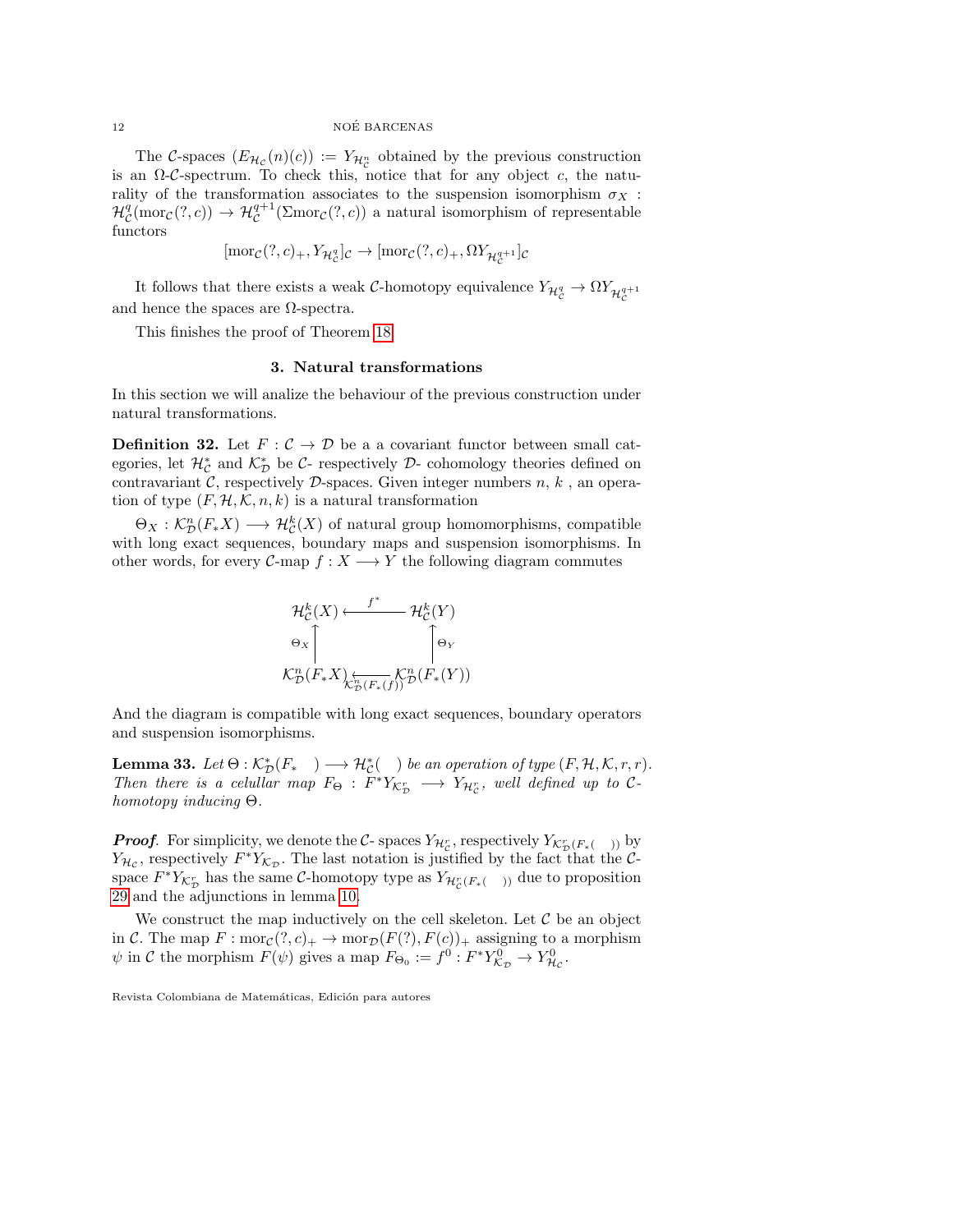The $\mathcal{C}$-spaces $(E_{\mathcal{H}_{\mathcal{C}}}(n)(c)) := Y_{\mathcal{H}^n_{\mathcal{C}}}$ obtained by the previous construction is an $\Omega$-$\mathcal{C}$-spectrum. To check this, notice that for any object $c$, the naturality of the transformation associates to the suspension isomorphism $\sigma_X : \mathcal{H}^q_{\mathcal{C}}(\mathrm{mor}_{\mathcal{C}}(?,c)) \to \mathcal{H}^{q+1}_{\mathcal{C}}(\Sigma \mathrm{mor}_{\mathcal{C}}(?,c))$ a natural isomorphism of representable functors

$$[\mathrm{mor}_{\mathcal{C}}(?,c)_+, Y_{\mathcal{H}^q_{\mathcal{C}}}]_{\mathcal{C}} \to [\mathrm{mor}_{\mathcal{C}}(?,c)_+, \Omega Y_{\mathcal{H}^{q+1}_{\mathcal{C}}}]_{\mathcal{C}}$$

It follows that there exists a weak $\mathcal{C}$-homotopy equivalence $Y_{\mathcal{H}^q_{\mathcal{C}}} \to \Omega Y_{\mathcal{H}^{q+1}_{\mathcal{C}}}$ and hence the spaces are $\Omega$-spectra.

This finishes the proof of Theorem 18.

## 3. Natural transformations

In this section we will analize the behaviour of the previous construction under natural transformations.

**Definition 32.** Let $F : \mathcal{C} \to \mathcal{D}$ be a a covariant functor between small categories, let $\mathcal{H}^*_{\mathcal{C}}$ and $\mathcal{K}^*_{\mathcal{D}}$ be $\mathcal{C}$- respectively $\mathcal{D}$- cohomology theories defined on contravariant $\mathcal{C}$, respectively $\mathcal{D}$-spaces. Given integer numbers $n$, $k$ , an operation of type $(F, \mathcal{H}, \mathcal{K}, n, k)$ is a natural transformation

$\Theta_X : \mathcal{K}^n_{\mathcal{D}}(F_* X) \longrightarrow \mathcal{H}^k_{\mathcal{C}}(X)$ of natural group homomorphisms, compatible with long exact sequences, boundary maps and suspension isomorphisms. In other words, for every $\mathcal{C}$-map $f : X \longrightarrow Y$ the following diagram commutes

$$\begin{array}{ccc}
\mathcal{H}^k_{\mathcal{C}}(X) & \xleftarrow{\;f^*\;} & \mathcal{H}^k_{\mathcal{C}}(Y) \\
\uparrow{\scriptstyle \Theta_X} & & \uparrow{\scriptstyle \Theta_Y} \\
\mathcal{K}^n_{\mathcal{D}}(F_* X) & \xleftarrow[\mathcal{K}^n_{\mathcal{D}}(F_*(f))]{} & \mathcal{K}^n_{\mathcal{D}}(F_*(Y))
\end{array}$$

And the diagram is compatible with long exact sequences, boundary operators and suspension isomorphisms.

**Lemma 33.** *Let $\Theta : \mathcal{K}^*_{\mathcal{D}}(F_* \quad) \longrightarrow \mathcal{H}^*_{\mathcal{C}}(\quad)$ be an operation of type $(F, \mathcal{H}, \mathcal{K}, r, r)$. Then there is a celullar map $F_\Theta : F^* Y_{\mathcal{K}^r_{\mathcal{D}}} \longrightarrow Y_{\mathcal{H}^r_{\mathcal{C}}}$, well defined up to $\mathcal{C}$-homotopy inducing $\Theta$.*

***Proof*.** For simplicity, we denote the $\mathcal{C}$- spaces $Y_{\mathcal{H}^r_{\mathcal{C}}}$, respectively $Y_{\mathcal{K}^r_{\mathcal{D}}(F_*(\quad))}$ by $Y_{\mathcal{H}_{\mathcal{C}}}$, respectively $F^* Y_{\mathcal{K}_{\mathcal{D}}}$. The last notation is justified by the fact that the $\mathcal{C}$-space $F^* Y_{\mathcal{K}^r_{\mathcal{D}}}$ has the same $\mathcal{C}$-homotopy type as $Y_{\mathcal{H}^r_{\mathcal{C}}(F_*(\quad))}$ due to proposition 29 and the adjunctions in lemma 10.

We construct the map inductively on the cell skeleton. Let $\mathcal{C}$ be an object in $\mathcal{C}$. The map $F : \mathrm{mor}_{\mathcal{C}}(?,c)_+ \to \mathrm{mor}_{\mathcal{D}}(F(?), F(c))_+$ assigning to a morphism $\psi$ in $\mathcal{C}$ the morphism $F(\psi)$ gives a map $F_{\Theta_0} := f^0 : F^* Y^0_{\mathcal{K}_{\mathcal{D}}} \to Y^0_{\mathcal{H}_{\mathcal{C}}}$.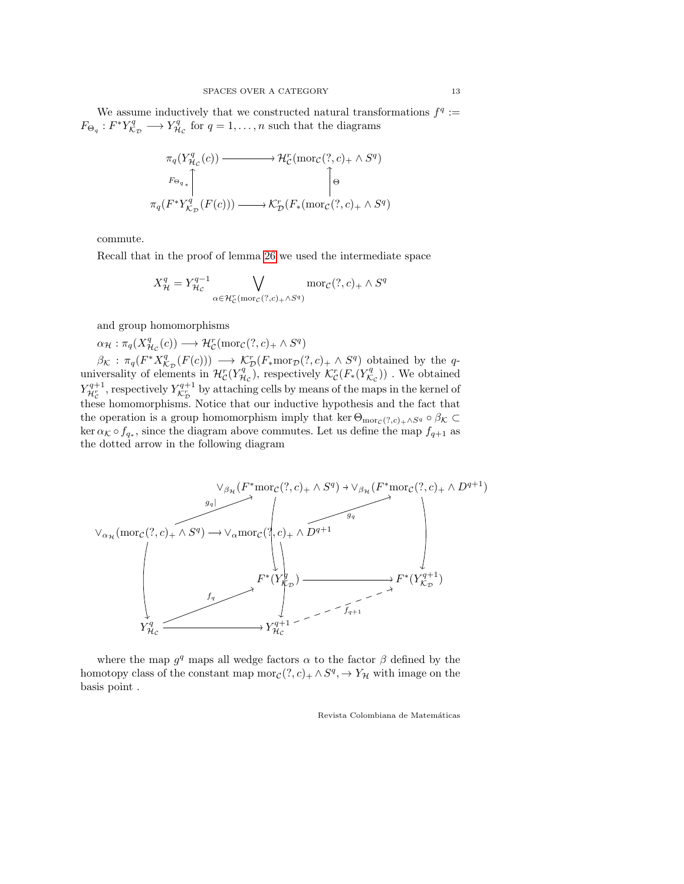We assume inductively that we constructed natural transformations $f^q := F_{\Theta_q} : F^*Y^q_{\mathcal{K}_\mathcal{D}} \longrightarrow Y^q_{\mathcal{H}_\mathcal{C}}$ for $q = 1, \ldots, n$ such that the diagrams

$$\begin{array}{ccc}
\pi_q(Y^q_{\mathcal{H}_\mathcal{C}}(c)) & \longrightarrow & \mathcal{H}^r_\mathcal{C}(\mathrm{mor}_\mathcal{C}(?, c)_+ \wedge S^q) \\
\uparrow {\scriptstyle F_{\Theta_q *}} & & \uparrow {\scriptstyle \Theta} \\
\pi_q(F^*Y^q_{\mathcal{K}_\mathcal{D}}(F(c))) & \longrightarrow & \mathcal{K}^r_\mathcal{D}(F_*(\mathrm{mor}_\mathcal{C}(?, c)_+ \wedge S^q)
\end{array}$$

commute.

Recall that in the proof of lemma 26 we used the intermediate space

$$X^q_\mathcal{H} = Y^{q-1}_{\mathcal{H}_\mathcal{C}} \bigvee_{\alpha \in \mathcal{H}^r_\mathcal{C}(\mathrm{mor}_\mathcal{C}(?, c)_+ \wedge S^q)} \mathrm{mor}_\mathcal{C}(?, c)_+ \wedge S^q$$

and group homomorphisms

$\alpha_\mathcal{H} : \pi_q(X^q_{\mathcal{H}_\mathcal{C}}(c)) \longrightarrow \mathcal{H}^r_\mathcal{C}(\mathrm{mor}_\mathcal{C}(?, c)_+ \wedge S^q)$

$\beta_\mathcal{K} : \pi_q(F^*X^q_{\mathcal{K}_\mathcal{D}}(F(c))) \longrightarrow \mathcal{K}^r_\mathcal{D}(F_*\mathrm{mor}_\mathcal{D}(?, c)_+ \wedge S^q)$ obtained by the $q$-universality of elements in $\mathcal{H}^r_\mathcal{C}(Y^q_{\mathcal{H}_\mathcal{C}})$, respectively $\mathcal{K}^r_\mathcal{C}(F_*(Y^q_{\mathcal{K}_\mathcal{C}}))$ . We obtained $Y^{q+1}_{\mathcal{H}^r_\mathcal{C}}$, respectively $Y^{q+1}_{\mathcal{K}^r_\mathcal{D}}$ by attaching cells by means of the maps in the kernel of these homomorphisms. Notice that our inductive hypothesis and the fact that the operation is a group homomorphism imply that $\ker \Theta_{\mathrm{mor}_\mathcal{C}(?,c)_+ \wedge S^q} \circ \beta_\mathcal{K} \subset \ker \alpha_\mathcal{K} \circ f_{q_*}$, since the diagram above commutes. Let us define the map $f_{q+1}$ as the dotted arrow in the following diagram

$$\begin{array}{ccccc}
 & & \vee_{\beta_\mathcal{H}}(F^*\mathrm{mor}_\mathcal{C}(?, c)_+ \wedge S^q) & \to & \vee_{\beta_\mathcal{H}}(F^*\mathrm{mor}_\mathcal{C}(?, c)_+ \wedge D^{q+1}) \\
 & {\scriptstyle g_q|} \nearrow & & {\scriptstyle g_q} \nearrow & \\
\vee_{\alpha_\mathcal{H}}(\mathrm{mor}_\mathcal{C}(?, c)_+ \wedge S^q) & \longrightarrow & \vee_\alpha \mathrm{mor}_\mathcal{C}(?, c)_+ \wedge D^{q+1} & & \downarrow \\
\downarrow & & F^*(Y^q_{\mathcal{K}_\mathcal{D}}) & \longrightarrow & F^*(Y^{q+1}_{\mathcal{K}_\mathcal{D}}) \\
 & {\scriptstyle f_q} \nearrow & & {\scriptstyle f_{q+1}} \nearrow & \\
Y^q_{\mathcal{H}_\mathcal{C}} & \longrightarrow & Y^{q+1}_{\mathcal{H}_\mathcal{C}} & &
\end{array}$$

where the map $g^q$ maps all wedge factors $\alpha$ to the factor $\beta$ defined by the homotopy class of the constant map $\mathrm{mor}_\mathcal{C}(?, c)_+ \wedge S^q, \to Y_\mathcal{H}$ with image on the basis point .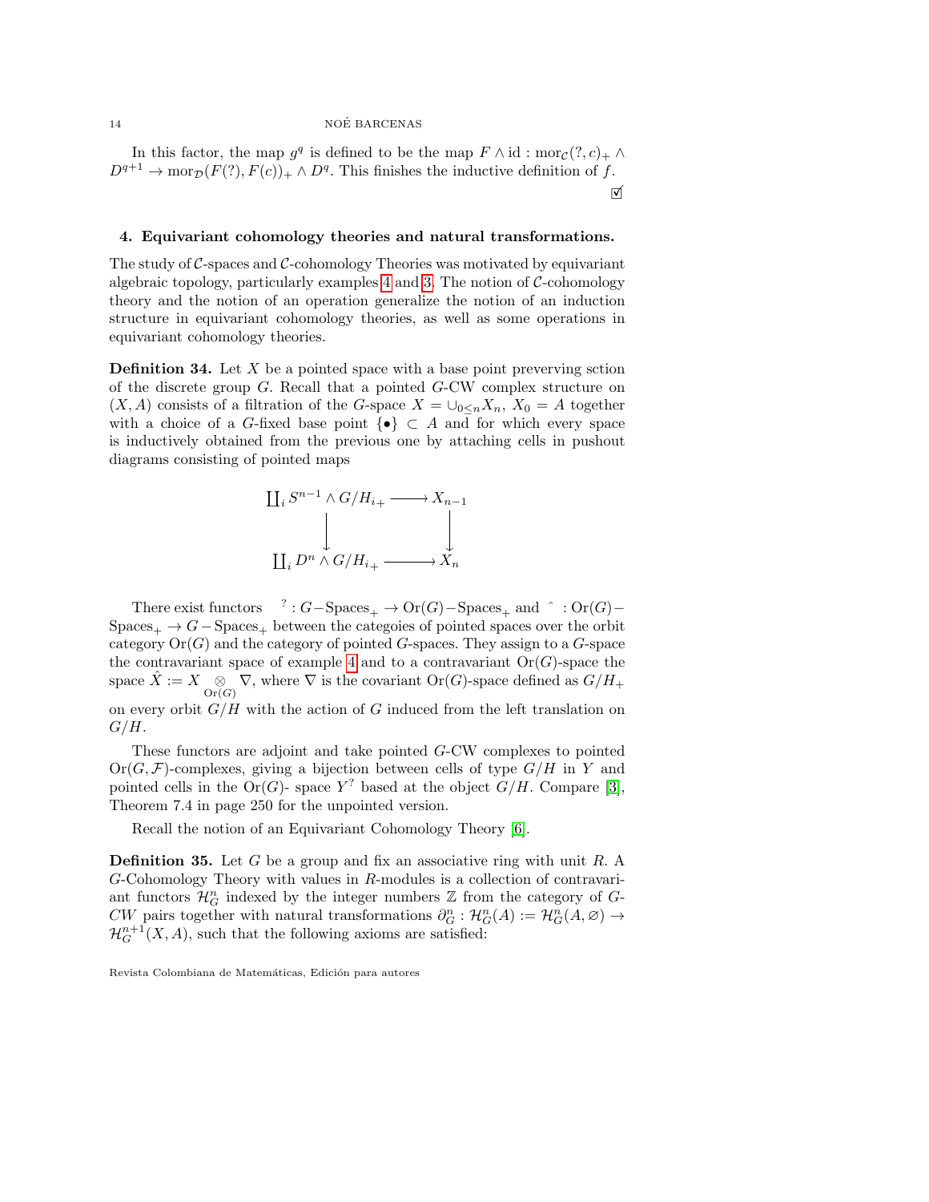In this factor, the map $g^q$ is defined to be the map $F \wedge \mathrm{id} : \mathrm{mor}_{\mathcal{C}}(?, c)_+ \wedge D^{q+1} \to \mathrm{mor}_{\mathcal{D}}(F(?), F(c))_+ \wedge D^q$. This finishes the inductive definition of $f$.

☑

## 4. Equivariant cohomology theories and natural transformations.

The study of $\mathcal{C}$-spaces and $\mathcal{C}$-cohomology Theories was motivated by equivariant algebraic topology, particularly examples 4 and 3. The notion of $\mathcal{C}$-cohomology theory and the notion of an operation generalize the notion of an induction structure in equivariant cohomology theories, as well as some operations in equivariant cohomology theories.

**Definition 34.** Let $X$ be a pointed space with a base point preverving sction of the discrete group $G$. Recall that a pointed $G$-CW complex structure on $(X, A)$ consists of a filtration of the $G$-space $X = \cup_{0 \leq n} X_n$, $X_0 = A$ together with a choice of a $G$-fixed base point $\{\bullet\} \subset A$ and for which every space is inductively obtained from the previous one by attaching cells in pushout diagrams consisting of pointed maps

$$\begin{array}{ccc} \coprod_i S^{n-1} \wedge G/H_{i_+} & \longrightarrow & X_{n-1} \\ \downarrow & & \downarrow \\ \coprod_i D^n \wedge G/H_{i_+} & \longrightarrow & X_n \end{array}$$

There exist functors $\;^? : G-\mathrm{Spaces}_+ \to \mathrm{Or}(G)-\mathrm{Spaces}_+$ and $\;\hat{}\; : \mathrm{Or}(G)-\mathrm{Spaces}_+ \to G-\mathrm{Spaces}_+$ between the categoies of pointed spaces over the orbit category $\mathrm{Or}(G)$ and the category of pointed $G$-spaces. They assign to a $G$-space the contravariant space of example 4 and to a contravariant $\mathrm{Or}(G)$-space the space $\hat{X} := X \underset{\mathrm{Or}(G)}{\otimes} \nabla$, where $\nabla$ is the covariant $\mathrm{Or}(G)$-space defined as $G/H_+$ on every orbit $G/H$ with the action of $G$ induced from the left translation on $G/H$.

These functors are adjoint and take pointed $G$-CW complexes to pointed $\mathrm{Or}(G, \mathcal{F})$-complexes, giving a bijection between cells of type $G/H$ in $Y$ and pointed cells in the $\mathrm{Or}(G)$- space $Y^?$ based at the object $G/H$. Compare [3], Theorem 7.4 in page 250 for the unpointed version.

Recall the notion of an Equivariant Cohomology Theory [6].

**Definition 35.** Let $G$ be a group and fix an associative ring with unit $R$. A $G$-Cohomology Theory with values in $R$-modules is a collection of contravariant functors $\mathcal{H}^n_G$ indexed by the integer numbers $\mathbb{Z}$ from the category of $G$-$CW$ pairs together with natural transformations $\partial^n_G : \mathcal{H}^n_G(A) := \mathcal{H}^n_G(A, \varnothing) \to \mathcal{H}^{n+1}_G(X, A)$, such that the following axioms are satisfied: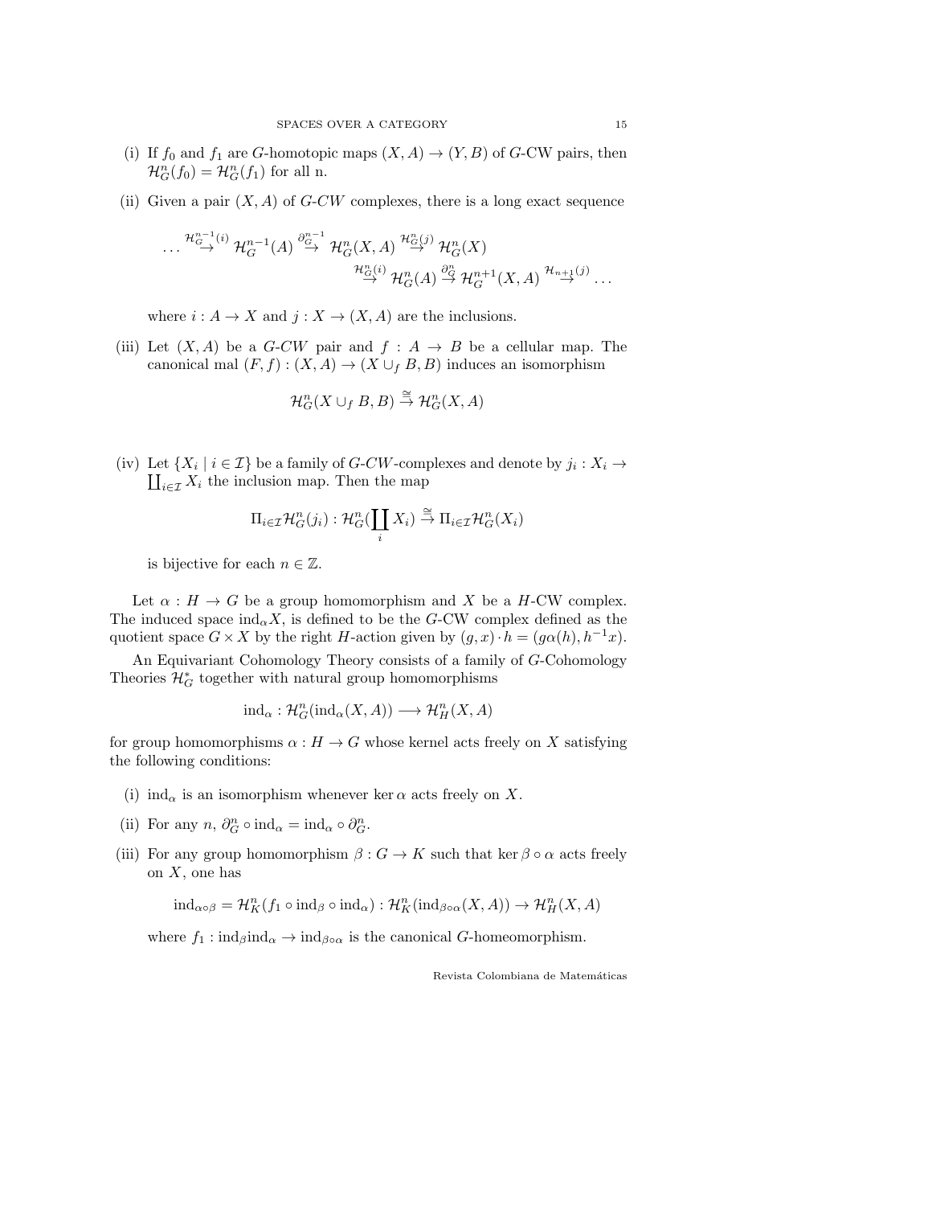(i) If $f_0$ and $f_1$ are $G$-homotopic maps $(X, A) \to (Y, B)$ of $G$-CW pairs, then $\mathcal{H}^n_G(f_0) = \mathcal{H}^n_G(f_1)$ for all n.

(ii) Given a pair $(X, A)$ of $G$-$CW$ complexes, there is a long exact sequence

$$\ldots \overset{\mathcal{H}^{n-1}_G(i)}{\to} \mathcal{H}^{n-1}_G(A) \overset{\partial^{n-1}_G}{\to} \mathcal{H}^n_G(X, A) \overset{\mathcal{H}^n_G(j)}{\to} \mathcal{H}^n_G(X)$$
$$\overset{\mathcal{H}^n_G(i)}{\to} \mathcal{H}^n_G(A) \overset{\partial^n_G}{\to} \mathcal{H}^{n+1}_G(X, A) \overset{\mathcal{H}_{n+1}(j)}{\to} \ldots$$

where $i : A \to X$ and $j : X \to (X, A)$ are the inclusions.

(iii) Let $(X, A)$ be a $G$-$CW$ pair and $f : A \to B$ be a cellular map. The canonical mal $(F, f) : (X, A) \to (X \cup_f B, B)$ induces an isomorphism

$$\mathcal{H}^n_G(X \cup_f B, B) \overset{\cong}{\to} \mathcal{H}^n_G(X, A)$$

(iv) Let $\{X_i \mid i \in \mathcal{I}\}$ be a family of $G$-$CW$-complexes and denote by $j_i : X_i \to \coprod_{i \in \mathcal{I}} X_i$ the inclusion map. Then the map

$$\Pi_{i \in \mathcal{I}} \mathcal{H}^n_G(j_i) : \mathcal{H}^n_G(\coprod_i X_i) \overset{\cong}{\to} \Pi_{i \in \mathcal{I}} \mathcal{H}^n_G(X_i)$$

is bijective for each $n \in \mathbb{Z}$.

Let $\alpha : H \to G$ be a group homomorphism and $X$ be a $H$-CW complex. The induced space $\mathrm{ind}_\alpha X$, is defined to be the $G$-CW complex defined as the quotient space $G \times X$ by the right $H$-action given by $(g, x) \cdot h = (g\alpha(h), h^{-1}x)$.

An Equivariant Cohomology Theory consists of a family of $G$-Cohomology Theories $\mathcal{H}^*_G$ together with natural group homomorphisms

$$\mathrm{ind}_\alpha : \mathcal{H}^n_G(\mathrm{ind}_\alpha(X, A)) \longrightarrow \mathcal{H}^n_H(X, A)$$

for group homomorphisms $\alpha : H \to G$ whose kernel acts freely on $X$ satisfying the following conditions:

(i) $\mathrm{ind}_\alpha$ is an isomorphism whenever $\ker \alpha$ acts freely on $X$.

(ii) For any $n$, $\partial^n_G \circ \mathrm{ind}_\alpha = \mathrm{ind}_\alpha \circ \partial^n_G$.

(iii) For any group homomorphism $\beta : G \to K$ such that $\ker \beta \circ \alpha$ acts freely on $X$, one has

$$\mathrm{ind}_{\alpha \circ \beta} = \mathcal{H}^n_K(f_1 \circ \mathrm{ind}_\beta \circ \mathrm{ind}_\alpha) : \mathcal{H}^n_K(\mathrm{ind}_{\beta \circ \alpha}(X, A)) \to \mathcal{H}^n_H(X, A)$$

where $f_1 : \mathrm{ind}_\beta \mathrm{ind}_\alpha \to \mathrm{ind}_{\beta \circ \alpha}$ is the canonical $G$-homeomorphism.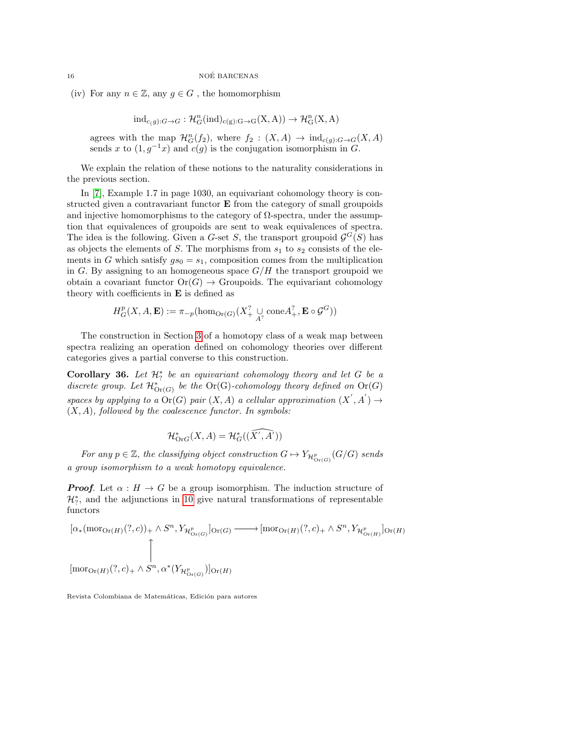(iv) For any $n \in \mathbb{Z}$, any $g \in G$ , the homomorphism

$$\mathrm{ind}_{c(g):G\to G} : \mathcal{H}^n_G(\mathrm{ind})_{\mathrm{c(g):G\to G}}(\mathrm{X,A})) \to \mathcal{H}^{\mathrm{n}}_{\mathrm{G}}(\mathrm{X,A})$$

agrees with the map $\mathcal{H}^n_G(f_2)$, where $f_2 : (X, A) \to \mathrm{ind}_{c(g):G\to G}(X, A)$ sends $x$ to $(1, g^{-1}x)$ and $c(g)$ is the conjugation isomorphism in $G$.

We explain the relation of these notions to the naturality considerations in the previous section.

In [7], Example 1.7 in page 1030, an equivariant cohomology theory is constructed given a contravariant functor $\mathbf{E}$ from the category of small groupoids and injective homomorphisms to the category of $\Omega$-spectra, under the assumption that equivalences of groupoids are sent to weak equivalences of spectra. The idea is the following. Given a $G$-set $S$, the transport groupoid $\mathcal{G}^G(S)$ has as objects the elements of $S$. The morphisms from $s_1$ to $s_2$ consists of the elements in $G$ which satisfy $gs_0 = s_1$, composition comes from the multiplication in $G$. By assigning to an homogeneous space $G/H$ the transport groupoid we obtain a covariant functor $\mathrm{Or}(G) \to$ Groupoids. The equivariant cohomology theory with coefficients in $\mathbf{E}$ is defined as

$$H^p_G(X, A, \mathbf{E}) := \pi_{-p}(\hom_{\mathrm{Or}(G)}(X^?_+ \underset{A^?}{\cup} \mathrm{cone}A^?_+, \mathbf{E} \circ \mathcal{G}^G))$$

The construction in Section 3 of a homotopy class of a weak map between spectra realizing an operation defined on cohomology theories over different categories gives a partial converse to this construction.

**Corollary 36.** *Let $\mathcal{H}^*_?$ be an equivariant cohomology theory and let $G$ be a discrete group. Let $\mathcal{H}^*_{\mathrm{Or}(G)}$ be the* Or(G)*-cohomology theory defined on* $\mathrm{Or}(G)$ *spaces by applying to a* $\mathrm{Or}(G)$ *pair* $(X, A)$ *a cellular approximation* $(X^{'}, A^{'}) \to (X, A)$*, followed by the coalescence functor. In symbols:*

$$\mathcal{H}^*_{\mathrm{Or}G}(X, A) = \mathcal{H}^*_G(\widehat{(X^{'}, A^{'})})$$

*For any $p \in \mathbb{Z}$, the classifying object construction $G \mapsto Y_{\mathcal{H}^p_{\mathrm{Or}(G)}}(G/G)$ sends a group isomorphism to a weak homotopy equivalence.*

***Proof***. Let $\alpha : H \to G$ be a group isomorphism. The induction structure of $\mathcal{H}^*_?$, and the adjunctions in 10 give natural transformations of representable functors

$$\begin{array}{ccc}
[\alpha_*(\mathrm{mor}_{\mathrm{Or}(H)}(?, c))_+ \wedge S^n, Y_{\mathcal{H}^p_{\mathrm{Or}(G)}}]_{\mathrm{Or}(G)} & \longrightarrow & [\mathrm{mor}_{\mathrm{Or}(H)}(?, c)_+ \wedge S^n, Y_{\mathcal{H}^p_{\mathrm{Or}(H)}}]_{\mathrm{Or}(H)} \\
\uparrow & & \\
[\mathrm{mor}_{\mathrm{Or}(H)}(?, c)_+ \wedge S^n, \alpha^*(Y_{\mathcal{H}^p_{\mathrm{Or}(G)}})]_{\mathrm{Or}(H)} & &
\end{array}$$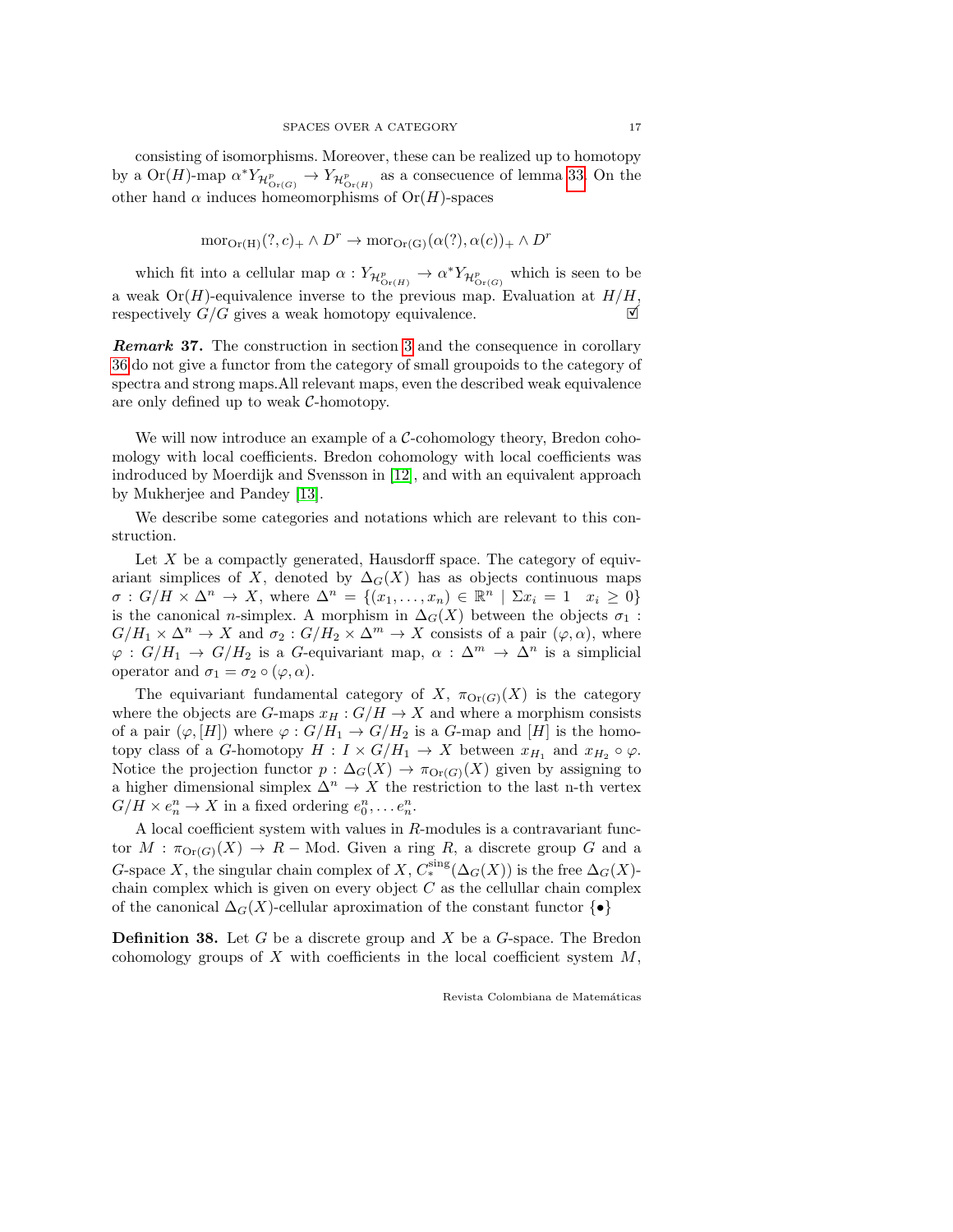consisting of isomorphisms. Moreover, these can be realized up to homotopy by a $\mathrm{Or}(H)$-map $\alpha^* Y_{\mathcal{H}^p_{\mathrm{Or}(G)}} \to Y_{\mathcal{H}^p_{\mathrm{Or}(H)}}$ as a consecuence of lemma 33. On the other hand $\alpha$ induces homeomorphisms of $\mathrm{Or}(H)$-spaces

$$\mathrm{mor}_{\mathrm{Or(H)}}(?, c)_+ \wedge D^r \to \mathrm{mor}_{\mathrm{Or(G)}}(\alpha(?), \alpha(c))_+ \wedge D^r$$

which fit into a cellular map $\alpha : Y_{\mathcal{H}^p_{\mathrm{Or}(H)}} \to \alpha^* Y_{\mathcal{H}^p_{\mathrm{Or}(G)}}$ which is seen to be a weak $\mathrm{Or}(H)$-equivalence inverse to the previous map. Evaluation at $H/H$, respectively $G/G$ gives a weak homotopy equivalence. ☑

***Remark* 37.** The construction in section 3 and the consequence in corollary 36 do not give a functor from the category of small groupoids to the category of spectra and strong maps.All relevant maps, even the described weak equivalence are only defined up to weak $\mathcal{C}$-homotopy.

We will now introduce an example of a $\mathcal{C}$-cohomology theory, Bredon cohomology with local coefficients. Bredon cohomology with local coefficients was indroduced by Moerdijk and Svensson in [12], and with an equivalent approach by Mukherjee and Pandey [13].

We describe some categories and notations which are relevant to this construction.

Let $X$ be a compactly generated, Hausdorff space. The category of equivariant simplices of $X$, denoted by $\Delta_G(X)$ has as objects continuous maps $\sigma : G/H \times \Delta^n \to X$, where $\Delta^n = \{(x_1, \ldots, x_n) \in \mathbb{R}^n \mid \Sigma x_i = 1 \quad x_i \geq 0\}$ is the canonical $n$-simplex. A morphism in $\Delta_G(X)$ between the objects $\sigma_1 : G/H_1 \times \Delta^n \to X$ and $\sigma_2 : G/H_2 \times \Delta^m \to X$ consists of a pair $(\varphi, \alpha)$, where $\varphi : G/H_1 \to G/H_2$ is a $G$-equivariant map, $\alpha : \Delta^m \to \Delta^n$ is a simplicial operator and $\sigma_1 = \sigma_2 \circ (\varphi, \alpha)$.

The equivariant fundamental category of $X$, $\pi_{\mathrm{Or}(G)}(X)$ is the category where the objects are $G$-maps $x_H : G/H \to X$ and where a morphism consists of a pair $(\varphi, [H])$ where $\varphi : G/H_1 \to G/H_2$ is a $G$-map and $[H]$ is the homotopy class of a $G$-homotopy $H : I \times G/H_1 \to X$ between $x_{H_1}$ and $x_{H_2} \circ \varphi$. Notice the projection functor $p : \Delta_G(X) \to \pi_{\mathrm{Or}(G)}(X)$ given by assigning to a higher dimensional simplex $\Delta^n \to X$ the restriction to the last n-th vertex $G/H \times e^n_n \to X$ in a fixed ordering $e^n_0, \ldots e^n_n$.

A local coefficient system with values in $R$-modules is a contravariant functor $M : \pi_{\mathrm{Or}(G)}(X) \to R-\mathrm{Mod}$. Given a ring $R$, a discrete group $G$ and a $G$-space $X$, the singular chain complex of $X$, $C^{\mathrm{sing}}_*(\Delta_G(X))$ is the free $\Delta_G(X)$-chain complex which is given on every object $C$ as the cellullar chain complex of the canonical $\Delta_G(X)$-cellular aproximation of the constant functor $\{\bullet\}$

**Definition 38.** Let $G$ be a discrete group and $X$ be a $G$-space. The Bredon cohomology groups of $X$ with coefficients in the local coefficient system $M$,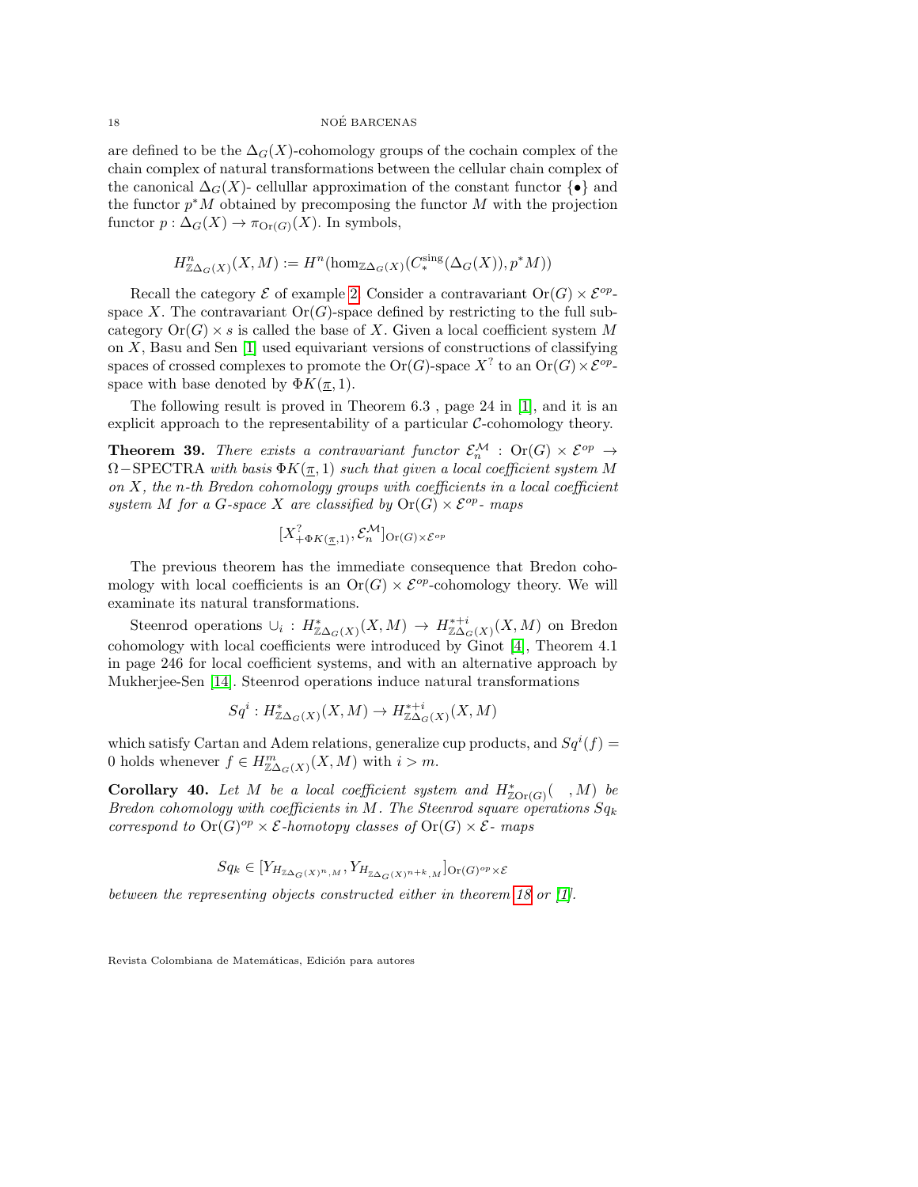are defined to be the $\Delta_G(X)$-cohomology groups of the cochain complex of the chain complex of natural transformations between the cellular chain complex of the canonical $\Delta_G(X)$- cellular approximation of the constant functor $\{\bullet\}$ and the functor $p^*M$ obtained by precomposing the functor $M$ with the projection functor $p : \Delta_G(X) \to \pi_{\mathrm{Or}(G)}(X)$. In symbols,

$$H^n_{\mathbb{Z}\Delta_G(X)}(X, M) := H^n(\hom_{\mathbb{Z}\Delta_G(X)}(C^{\mathrm{sing}}_*(\Delta_G(X)), p^*M))$$

Recall the category $\mathcal{E}$ of example 2. Consider a contravariant $\mathrm{Or}(G) \times \mathcal{E}^{op}$-space $X$. The contravariant $\mathrm{Or}(G)$-space defined by restricting to the full subcategory $\mathrm{Or}(G) \times s$ is called the base of $X$. Given a local coefficient system $M$ on $X$, Basu and Sen [1] used equivariant versions of constructions of classifying spaces of crossed complexes to promote the $\mathrm{Or}(G)$-space $X^?$ to an $\mathrm{Or}(G) \times \mathcal{E}^{op}$-space with base denoted by $\Phi K(\underline{\pi}, 1)$.

The following result is proved in Theorem 6.3 , page 24 in [1], and it is an explicit approach to the representability of a particular $\mathcal{C}$-cohomology theory.

**Theorem 39.** *There exists a contravariant functor $\mathcal{E}^{\mathcal{M}}_n : \mathrm{Or}(G) \times \mathcal{E}^{op} \to \Omega-\mathrm{SPECTRA}$ with basis $\Phi K(\underline{\pi}, 1)$ such that given a local coefficient system $M$ on $X$, the $n$-th Bredon cohomology groups with coefficients in a local coefficient system $M$ for a $G$-space $X$ are classified by $\mathrm{Or}(G) \times \mathcal{E}^{op}$- maps*

$$[X^?_{+\Phi K(\underline{\pi},1)}, \mathcal{E}^{\mathcal{M}}_n]_{\mathrm{Or}(G)\times\mathcal{E}^{op}}$$

The previous theorem has the immediate consequence that Bredon cohomology with local coefficients is an $\mathrm{Or}(G) \times \mathcal{E}^{op}$-cohomology theory. We will examinate its natural transformations.

Steenrod operations $\cup_i : H^*_{\mathbb{Z}\Delta_G(X)}(X, M) \to H^{*+i}_{\mathbb{Z}\Delta_G(X)}(X, M)$ on Bredon cohomology with local coefficients were introduced by Ginot [4], Theorem 4.1 in page 246 for local coefficient systems, and with an alternative approach by Mukherjee-Sen [14]. Steenrod operations induce natural transformations

$$Sq^i : H^*_{\mathbb{Z}\Delta_G(X)}(X, M) \to H^{*+i}_{\mathbb{Z}\Delta_G(X)}(X, M)$$

which satisfy Cartan and Adem relations, generalize cup products, and $Sq^i(f) = 0$ holds whenever $f \in H^m_{\mathbb{Z}\Delta_G(X)}(X, M)$ with $i > m$.

**Corollary 40.** *Let $M$ be a local coefficient system and $H^*_{\mathbb{Z}\mathrm{Or}(G)}(\ \ , M)$ be Bredon cohomology with coefficients in $M$. The Steenrod square operations $Sq_k$ correspond to $\mathrm{Or}(G)^{op} \times \mathcal{E}$-homotopy classes of $\mathrm{Or}(G) \times \mathcal{E}$- maps*

$$Sq_k \in [Y_{H_{\mathbb{Z}\Delta_G(X)^n, M}}, Y_{H_{\mathbb{Z}\Delta_G(X)^{n+k}, M}}]_{\mathrm{Or}(G)^{op}\times\mathcal{E}}$$

*between the representing objects constructed either in theorem 18 or [1].*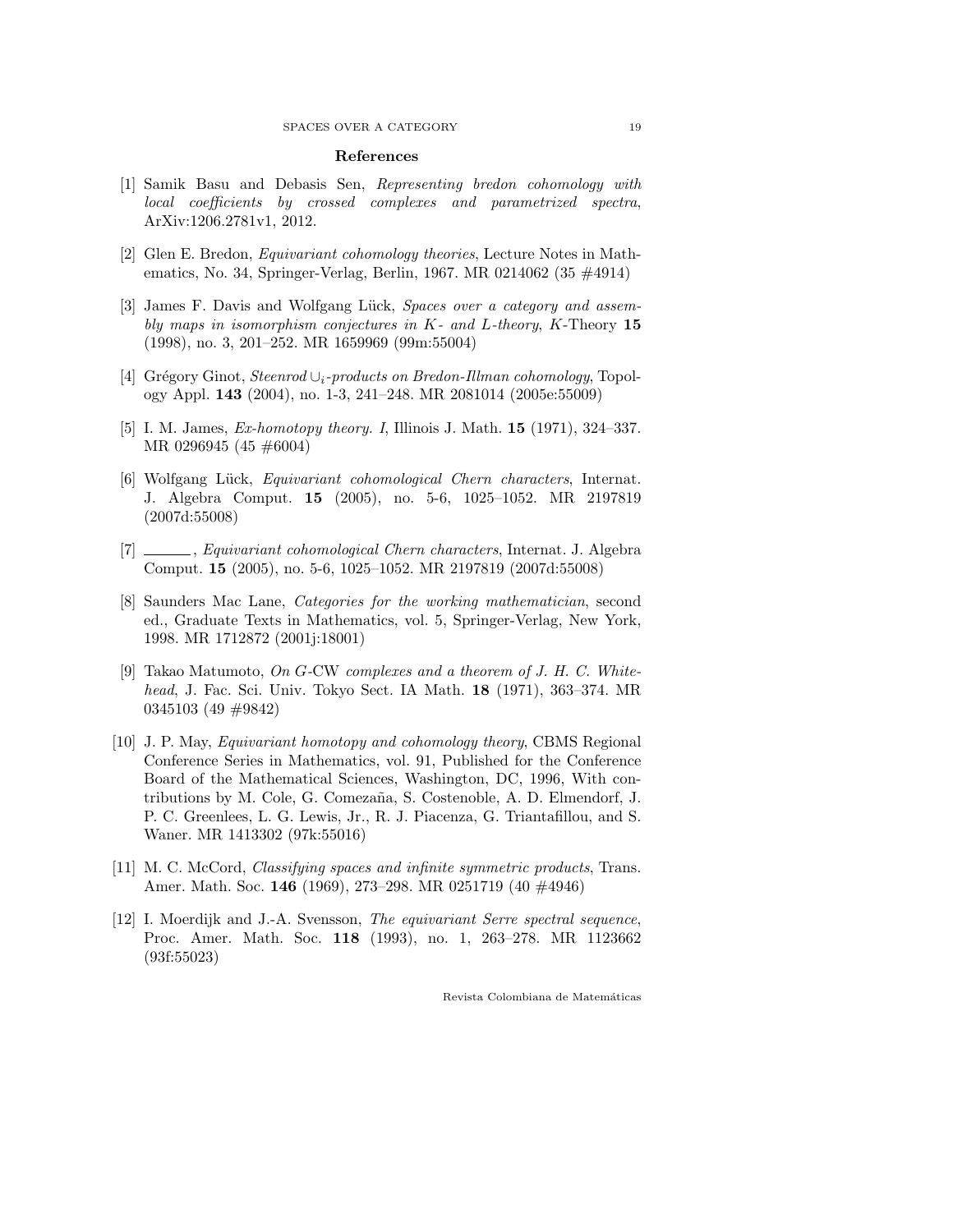## References

[1] Samik Basu and Debasis Sen, *Representing bredon cohomology with local coefficients by crossed complexes and parametrized spectra*, ArXiv:1206.2781v1, 2012.

[2] Glen E. Bredon, *Equivariant cohomology theories*, Lecture Notes in Mathematics, No. 34, Springer-Verlag, Berlin, 1967. MR 0214062 (35 #4914)

[3] James F. Davis and Wolfgang Lück, *Spaces over a category and assembly maps in isomorphism conjectures in $K$- and $L$-theory*, $K$-Theory **15** (1998), no. 3, 201–252. MR 1659969 (99m:55004)

[4] Grégory Ginot, *Steenrod $\cup_i$-products on Bredon-Illman cohomology*, Topology Appl. **143** (2004), no. 1-3, 241–248. MR 2081014 (2005e:55009)

[5] I. M. James, *Ex-homotopy theory. I*, Illinois J. Math. **15** (1971), 324–337. MR 0296945 (45 #6004)

[6] Wolfgang Lück, *Equivariant cohomological Chern characters*, Internat. J. Algebra Comput. **15** (2005), no. 5-6, 1025–1052. MR 2197819 (2007d:55008)

[7] ______, *Equivariant cohomological Chern characters*, Internat. J. Algebra Comput. **15** (2005), no. 5-6, 1025–1052. MR 2197819 (2007d:55008)

[8] Saunders Mac Lane, *Categories for the working mathematician*, second ed., Graduate Texts in Mathematics, vol. 5, Springer-Verlag, New York, 1998. MR 1712872 (2001j:18001)

[9] Takao Matumoto, *On $G$-CW complexes and a theorem of J. H. C. Whitehead*, J. Fac. Sci. Univ. Tokyo Sect. IA Math. **18** (1971), 363–374. MR 0345103 (49 #9842)

[10] J. P. May, *Equivariant homotopy and cohomology theory*, CBMS Regional Conference Series in Mathematics, vol. 91, Published for the Conference Board of the Mathematical Sciences, Washington, DC, 1996, With contributions by M. Cole, G. Comezaña, S. Costenoble, A. D. Elmendorf, J. P. C. Greenlees, L. G. Lewis, Jr., R. J. Piacenza, G. Triantafillou, and S. Waner. MR 1413302 (97k:55016)

[11] M. C. McCord, *Classifying spaces and infinite symmetric products*, Trans. Amer. Math. Soc. **146** (1969), 273–298. MR 0251719 (40 #4946)

[12] I. Moerdijk and J.-A. Svensson, *The equivariant Serre spectral sequence*, Proc. Amer. Math. Soc. **118** (1993), no. 1, 263–278. MR 1123662 (93f:55023)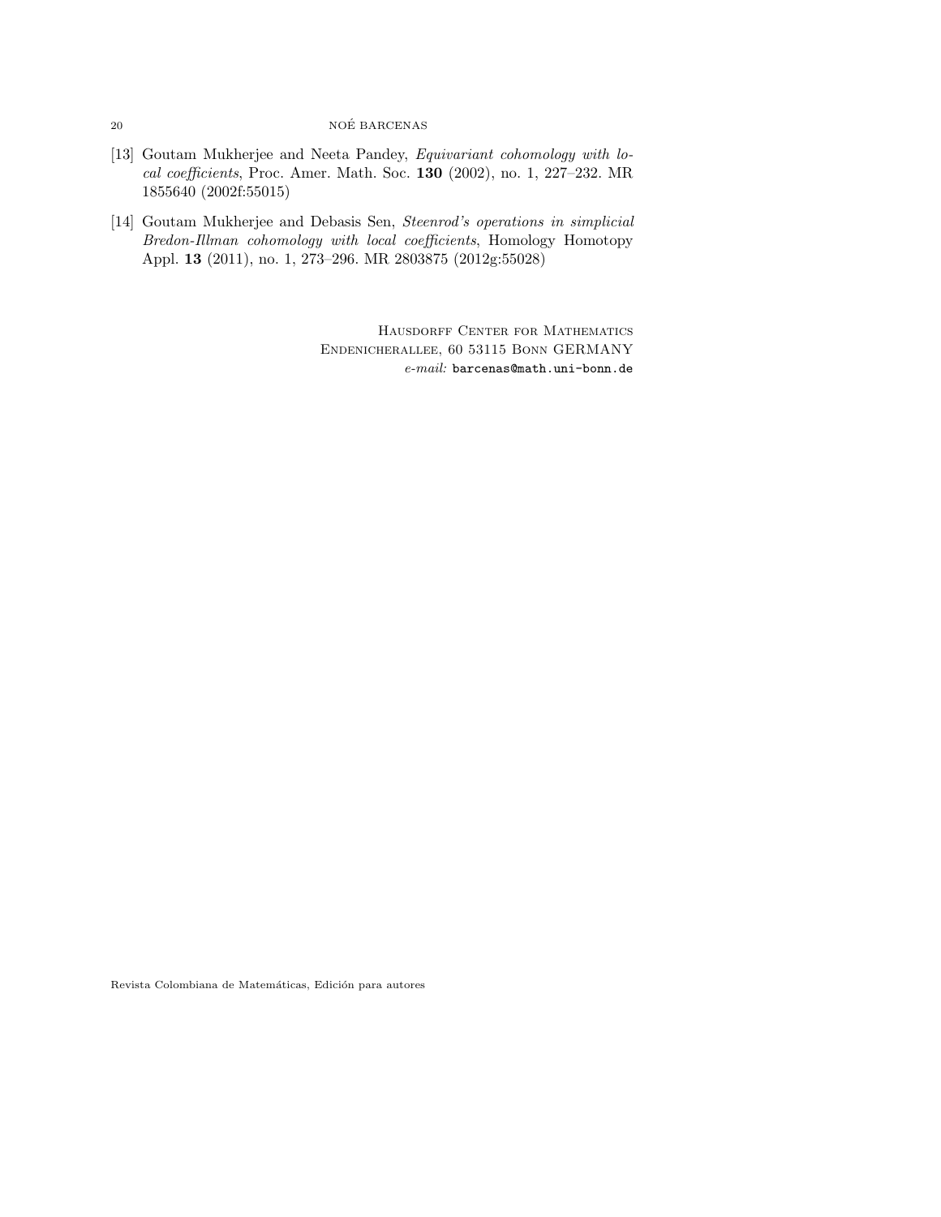[13] Goutam Mukherjee and Neeta Pandey, *Equivariant cohomology with local coefficients*, Proc. Amer. Math. Soc. **130** (2002), no. 1, 227–232. MR 1855640 (2002f:55015)

[14] Goutam Mukherjee and Debasis Sen, *Steenrod's operations in simplicial Bredon-Illman cohomology with local coefficients*, Homology Homotopy Appl. **13** (2011), no. 1, 273–296. MR 2803875 (2012g:55028)

Hausdorff Center for Mathematics
Endenicherallee, 60 53115 Bonn GERMANY
*e-mail:* barcenas@math.uni-bonn.de